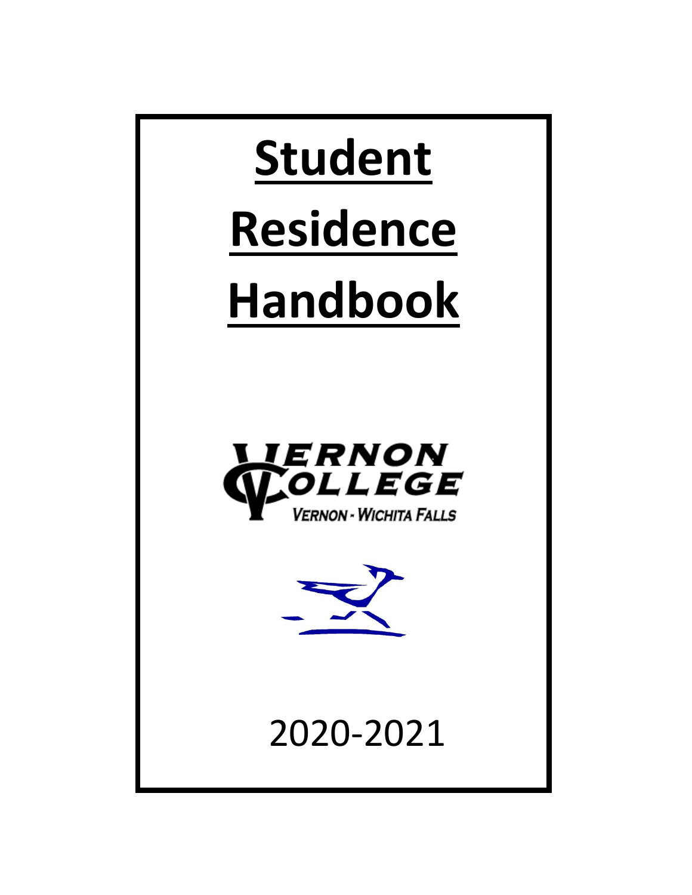# Student Residence Handbook

VERNON COLLEGE

VERNON - WICHITA FALLS

2020-2021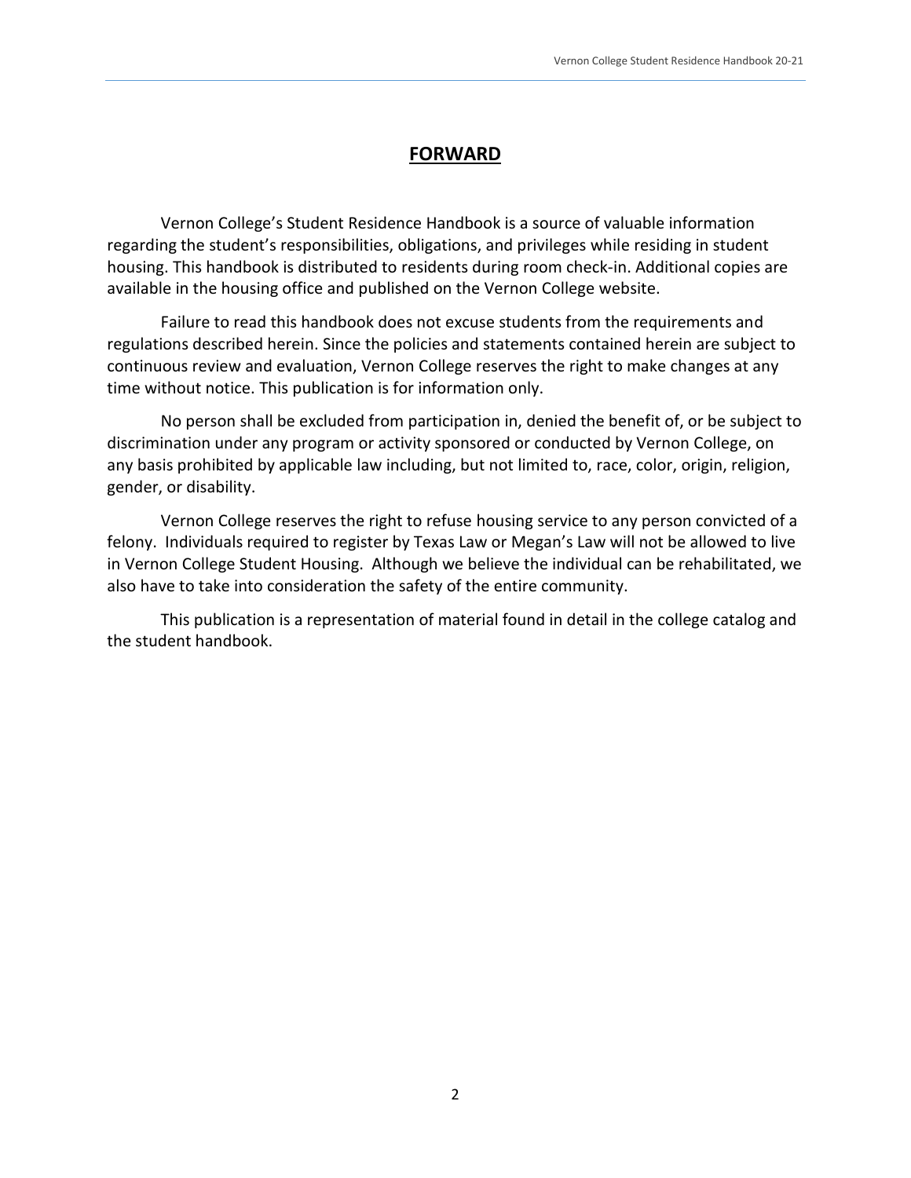## FORWARD

Vernon College's Student Residence Handbook is a source of valuable information regarding the student's responsibilities, obligations, and privileges while residing in student housing. This handbook is distributed to residents during room check-in. Additional copies are available in the housing office and published on the Vernon College website.

Failure to read this handbook does not excuse students from the requirements and regulations described herein. Since the policies and statements contained herein are subject to continuous review and evaluation, Vernon College reserves the right to make changes at any time without notice. This publication is for information only.

No person shall be excluded from participation in, denied the benefit of, or be subject to discrimination under any program or activity sponsored or conducted by Vernon College, on any basis prohibited by applicable law including, but not limited to, race, color, origin, religion, gender, or disability.

Vernon College reserves the right to refuse housing service to any person convicted of a felony. Individuals required to register by Texas Law or Megan's Law will not be allowed to live in Vernon College Student Housing. Although we believe the individual can be rehabilitated, we also have to take into consideration the safety of the entire community.

This publication is a representation of material found in detail in the college catalog and the student handbook.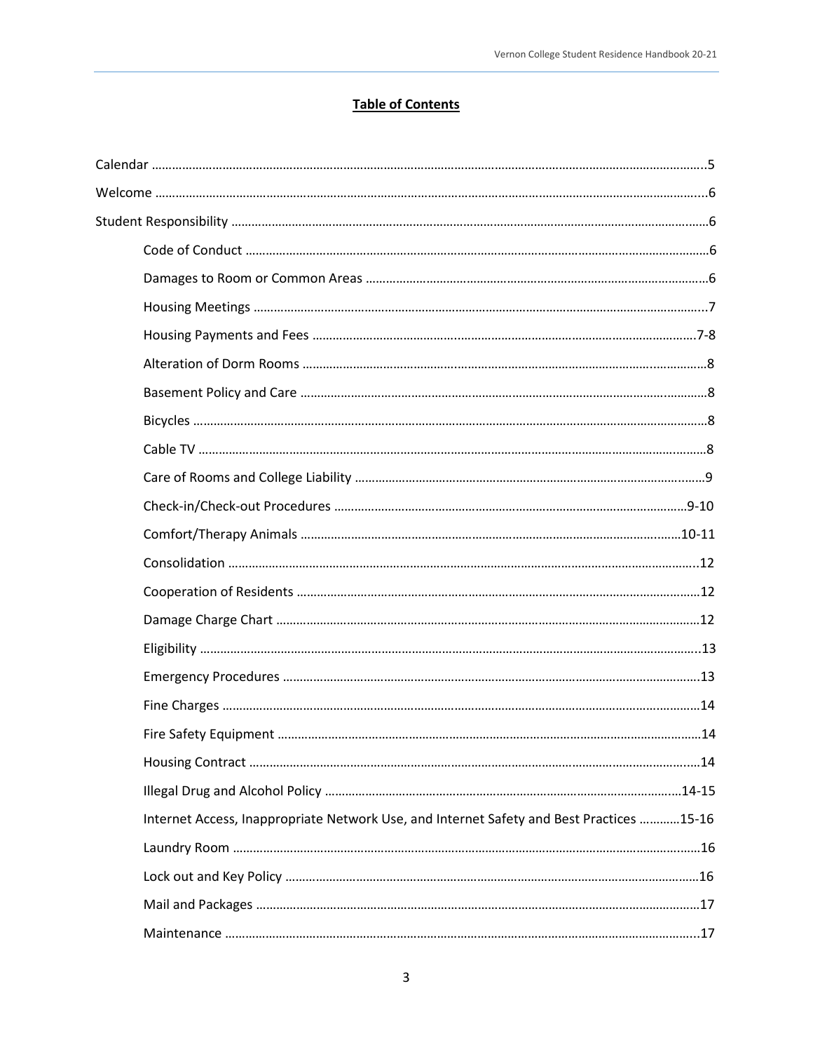**Table of Contents**

Calendar ....................................................................................................................................................5

Welcome ....................................................................................................................................................6

Student Responsibility ...............................................................................................................................6

- Code of Conduct ...................................................................................................................................6
- Damages to Room or Common Areas ...................................................................................................6
- Housing Meetings ..................................................................................................................................7
- Housing Payments and Fees ...............................................................................................................7-8
- Alteration of Dorm Rooms ....................................................................................................................8
- Basement Policy and Care ....................................................................................................................8
- Bicycles ..................................................................................................................................................8
- Cable TV .................................................................................................................................................8
- Care of Rooms and College Liability .....................................................................................................9
- Check-in/Check-out Procedures .......................................................................................................9-10
- Comfort/Therapy Animals ...............................................................................................................10-11
- Consolidation .......................................................................................................................................12
- Cooperation of Residents ....................................................................................................................12
- Damage Charge Chart ..........................................................................................................................12
- Eligibility ...............................................................................................................................................13
- Emergency Procedures ........................................................................................................................13
- Fine Charges .........................................................................................................................................14
- Fire Safety Equipment ..........................................................................................................................14
- Housing Contract ..................................................................................................................................14
- Illegal Drug and Alcohol Policy .........................................................................................................14-15
- Internet Access, Inappropriate Network Use, and Internet Safety and Best Practices ............15-16
- Laundry Room .......................................................................................................................................16
- Lock out and Key Policy ........................................................................................................................16
- Mail and Packages ................................................................................................................................17
- Maintenance .........................................................................................................................................17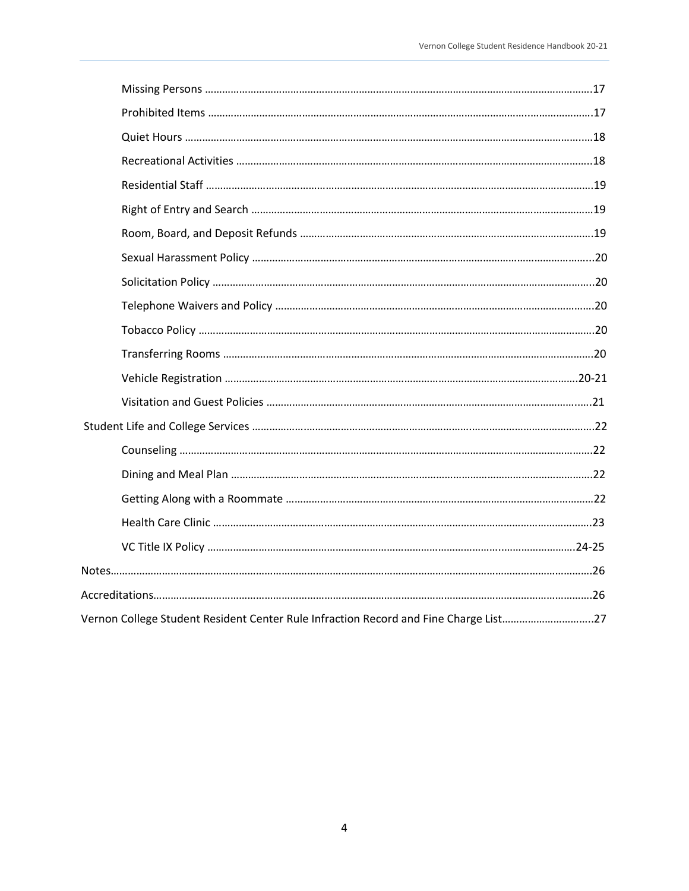- Missing Persons ....................................................................................................................................17
- Prohibited Items ....................................................................................................................................17
- Quiet Hours ............................................................................................................................................18
- Recreational Activities ..........................................................................................................................18
- Residential Staff .....................................................................................................................................19
- Right of Entry and Search .....................................................................................................................19
- Room, Board, and Deposit Refunds .....................................................................................................19
- Sexual Harassment Policy .....................................................................................................................20
- Solicitation Policy ...................................................................................................................................20
- Telephone Waivers and Policy ..............................................................................................................20
- Tobacco Policy ........................................................................................................................................20
- Transferring Rooms ................................................................................................................................20
- Vehicle Registration .........................................................................................................................20-21
- Visitation and Guest Policies .................................................................................................................21

Student Life and College Services ......................................................................................................22

- Counseling .............................................................................................................................................22
- Dining and Meal Plan ............................................................................................................................22
- Getting Along with a Roommate ..........................................................................................................22
- Health Care Clinic ..................................................................................................................................23
- VC Title IX Policy ................................................................................................................................24-25

Notes......................................................................................................................................................26

Accreditations.......................................................................................................................................26

Vernon College Student Resident Center Rule Infraction Record and Fine Charge List...............................27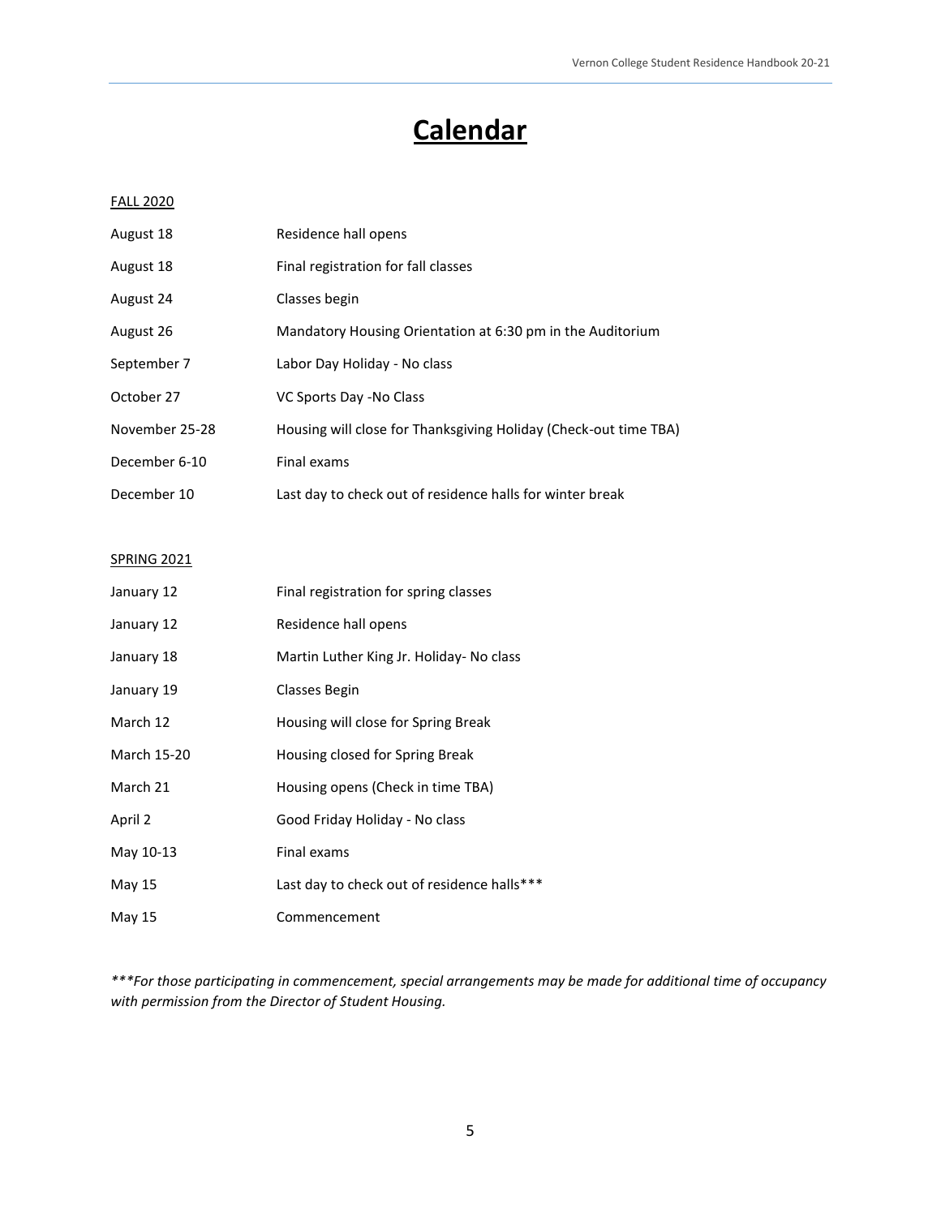# Calendar

FALL 2020

| | |
|---|---|
| August 18 | Residence hall opens |
| August 18 | Final registration for fall classes |
| August 24 | Classes begin |
| August 26 | Mandatory Housing Orientation at 6:30 pm in the Auditorium |
| September 7 | Labor Day Holiday - No class |
| October 27 | VC Sports Day -No Class |
| November 25-28 | Housing will close for Thanksgiving Holiday (Check-out time TBA) |
| December 6-10 | Final exams |
| December 10 | Last day to check out of residence halls for winter break |

SPRING 2021

| | |
|---|---|
| January 12 | Final registration for spring classes |
| January 12 | Residence hall opens |
| January 18 | Martin Luther King Jr. Holiday- No class |
| January 19 | Classes Begin |
| March 12 | Housing will close for Spring Break |
| March 15-20 | Housing closed for Spring Break |
| March 21 | Housing opens (Check in time TBA) |
| April 2 | Good Friday Holiday - No class |
| May 10-13 | Final exams |
| May 15 | Last day to check out of residence halls*** |
| May 15 | Commencement |

****For those participating in commencement, special arrangements may be made for additional time of occupancy with permission from the Director of Student Housing.*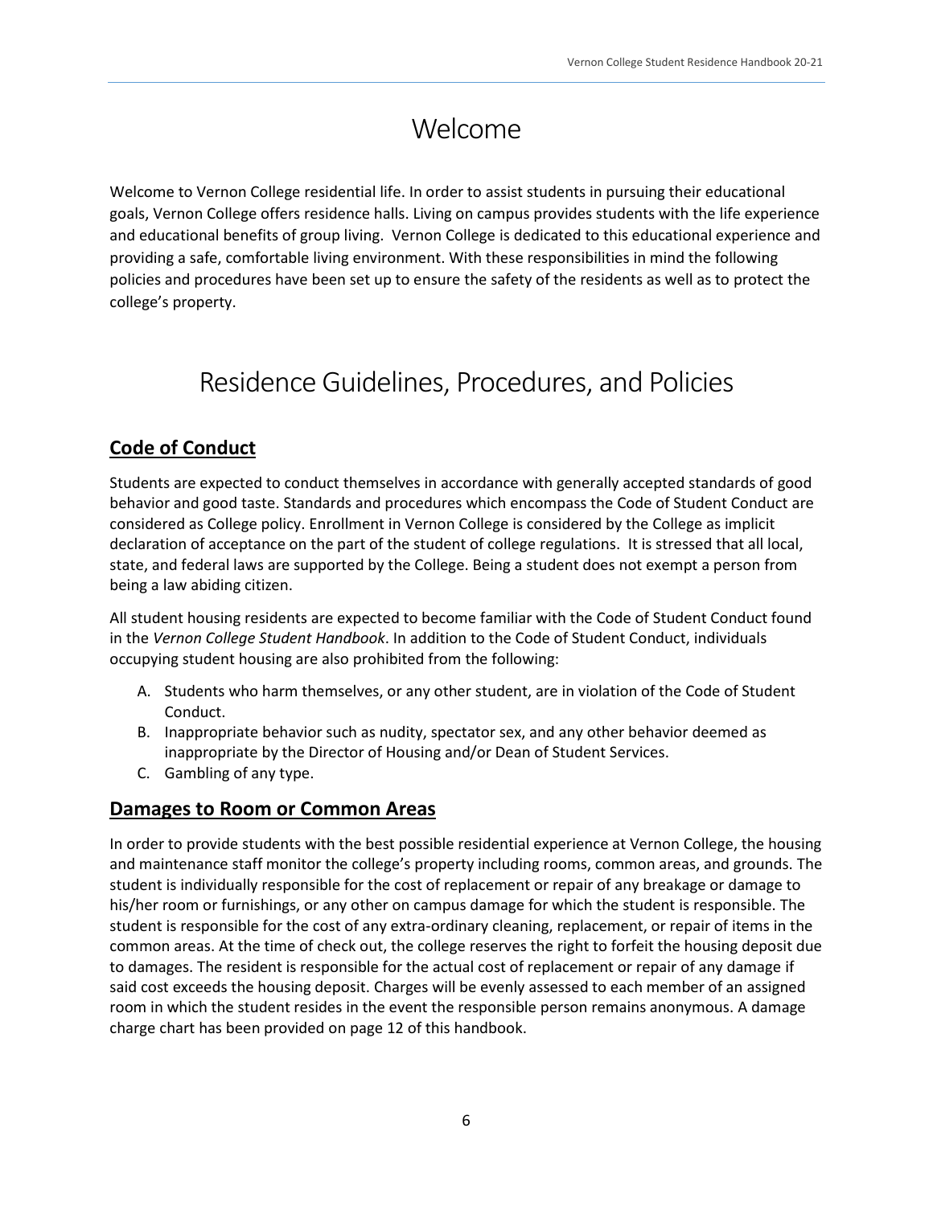# Welcome

Welcome to Vernon College residential life. In order to assist students in pursuing their educational goals, Vernon College offers residence halls. Living on campus provides students with the life experience and educational benefits of group living. Vernon College is dedicated to this educational experience and providing a safe, comfortable living environment. With these responsibilities in mind the following policies and procedures have been set up to ensure the safety of the residents as well as to protect the college's property.

# Residence Guidelines, Procedures, and Policies

## Code of Conduct

Students are expected to conduct themselves in accordance with generally accepted standards of good behavior and good taste. Standards and procedures which encompass the Code of Student Conduct are considered as College policy. Enrollment in Vernon College is considered by the College as implicit declaration of acceptance on the part of the student of college regulations. It is stressed that all local, state, and federal laws are supported by the College. Being a student does not exempt a person from being a law abiding citizen.

All student housing residents are expected to become familiar with the Code of Student Conduct found in the *Vernon College Student Handbook*. In addition to the Code of Student Conduct, individuals occupying student housing are also prohibited from the following:

A. Students who harm themselves, or any other student, are in violation of the Code of Student Conduct.
B. Inappropriate behavior such as nudity, spectator sex, and any other behavior deemed as inappropriate by the Director of Housing and/or Dean of Student Services.
C. Gambling of any type.

## Damages to Room or Common Areas

In order to provide students with the best possible residential experience at Vernon College, the housing and maintenance staff monitor the college's property including rooms, common areas, and grounds. The student is individually responsible for the cost of replacement or repair of any breakage or damage to his/her room or furnishings, or any other on campus damage for which the student is responsible. The student is responsible for the cost of any extra-ordinary cleaning, replacement, or repair of items in the common areas. At the time of check out, the college reserves the right to forfeit the housing deposit due to damages. The resident is responsible for the actual cost of replacement or repair of any damage if said cost exceeds the housing deposit. Charges will be evenly assessed to each member of an assigned room in which the student resides in the event the responsible person remains anonymous. A damage charge chart has been provided on page 12 of this handbook.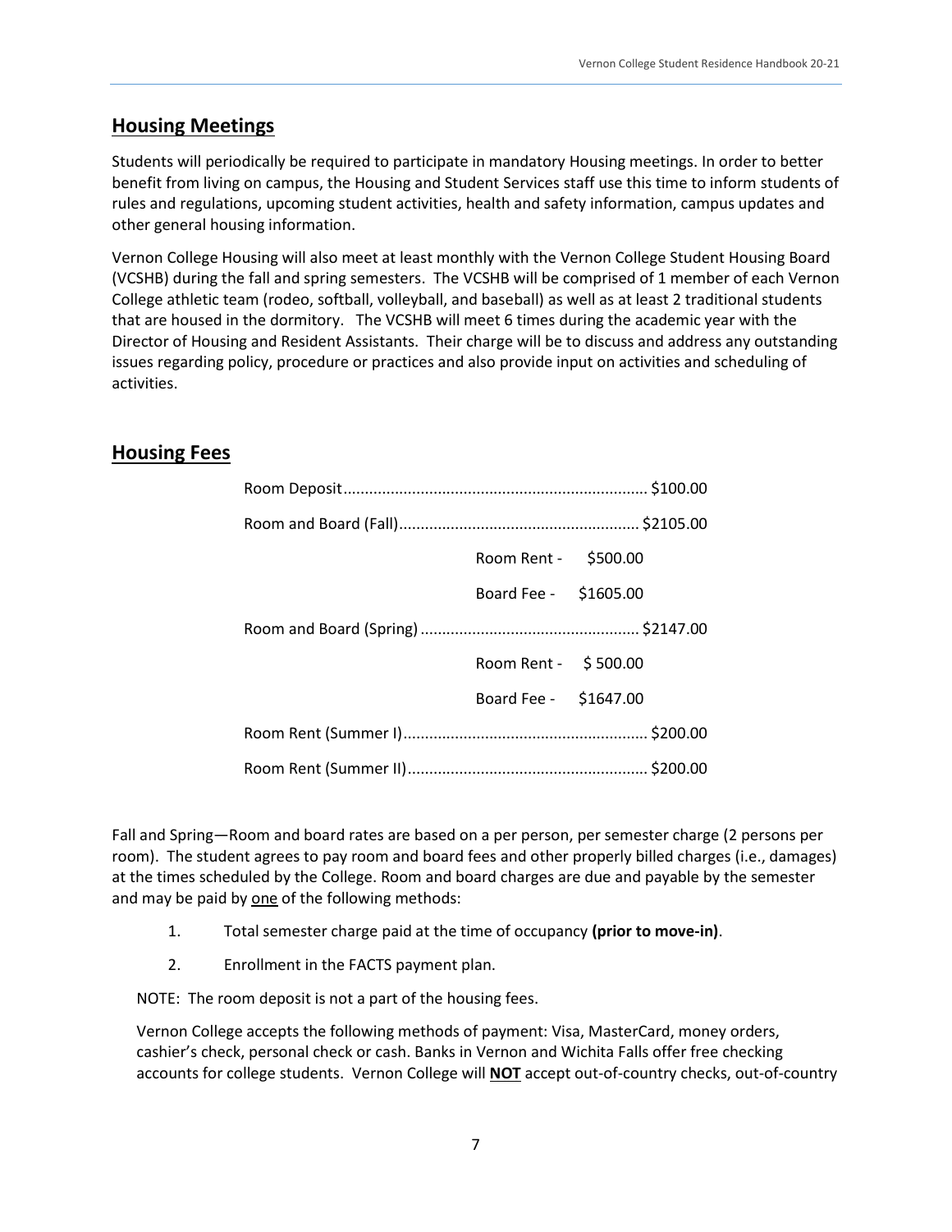## Housing Meetings

Students will periodically be required to participate in mandatory Housing meetings. In order to better benefit from living on campus, the Housing and Student Services staff use this time to inform students of rules and regulations, upcoming student activities, health and safety information, campus updates and other general housing information.

Vernon College Housing will also meet at least monthly with the Vernon College Student Housing Board (VCSHB) during the fall and spring semesters. The VCSHB will be comprised of 1 member of each Vernon College athletic team (rodeo, softball, volleyball, and baseball) as well as at least 2 traditional students that are housed in the dormitory. The VCSHB will meet 6 times during the academic year with the Director of Housing and Resident Assistants. Their charge will be to discuss and address any outstanding issues regarding policy, procedure or practices and also provide input on activities and scheduling of activities.

## Housing Fees

| Item | | Amount |
|---|---|---|
| Room Deposit | | $100.00 |
| Room and Board (Fall) | | $2105.00 |
| | Room Rent - $500.00 | |
| | Board Fee - $1605.00 | |
| Room and Board (Spring) | | $2147.00 |
| | Room Rent - $ 500.00 | |
| | Board Fee - $1647.00 | |
| Room Rent (Summer I) | | $200.00 |
| Room Rent (Summer II) | | $200.00 |

Fall and Spring—Room and board rates are based on a per person, per semester charge (2 persons per room). The student agrees to pay room and board fees and other properly billed charges (i.e., damages) at the times scheduled by the College. Room and board charges are due and payable by the semester and may be paid by one of the following methods:

1. Total semester charge paid at the time of occupancy **(prior to move-in)**.
2. Enrollment in the FACTS payment plan.

NOTE: The room deposit is not a part of the housing fees.

Vernon College accepts the following methods of payment: Visa, MasterCard, money orders, cashier's check, personal check or cash. Banks in Vernon and Wichita Falls offer free checking accounts for college students. Vernon College will **NOT** accept out-of-country checks, out-of-country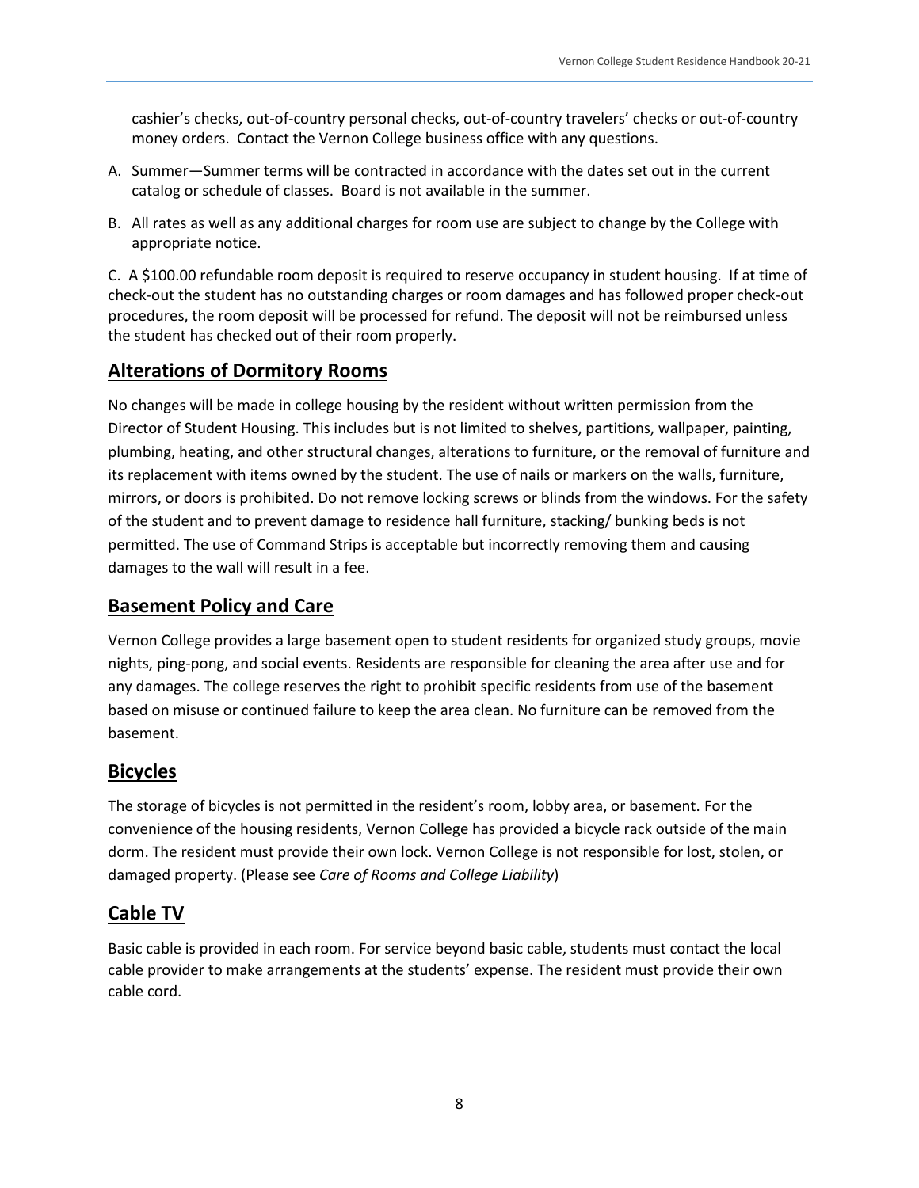cashier's checks, out-of-country personal checks, out-of-country travelers' checks or out-of-country money orders. Contact the Vernon College business office with any questions.

A. Summer—Summer terms will be contracted in accordance with the dates set out in the current catalog or schedule of classes. Board is not available in the summer.

B. All rates as well as any additional charges for room use are subject to change by the College with appropriate notice.

C. A $100.00 refundable room deposit is required to reserve occupancy in student housing. If at time of check-out the student has no outstanding charges or room damages and has followed proper check-out procedures, the room deposit will be processed for refund. The deposit will not be reimbursed unless the student has checked out of their room properly.

## Alterations of Dormitory Rooms

No changes will be made in college housing by the resident without written permission from the Director of Student Housing. This includes but is not limited to shelves, partitions, wallpaper, painting, plumbing, heating, and other structural changes, alterations to furniture, or the removal of furniture and its replacement with items owned by the student. The use of nails or markers on the walls, furniture, mirrors, or doors is prohibited. Do not remove locking screws or blinds from the windows. For the safety of the student and to prevent damage to residence hall furniture, stacking/ bunking beds is not permitted. The use of Command Strips is acceptable but incorrectly removing them and causing damages to the wall will result in a fee.

## Basement Policy and Care

Vernon College provides a large basement open to student residents for organized study groups, movie nights, ping-pong, and social events. Residents are responsible for cleaning the area after use and for any damages. The college reserves the right to prohibit specific residents from use of the basement based on misuse or continued failure to keep the area clean. No furniture can be removed from the basement.

## Bicycles

The storage of bicycles is not permitted in the resident's room, lobby area, or basement. For the convenience of the housing residents, Vernon College has provided a bicycle rack outside of the main dorm. The resident must provide their own lock. Vernon College is not responsible for lost, stolen, or damaged property. (Please see *Care of Rooms and College Liability*)

## Cable TV

Basic cable is provided in each room. For service beyond basic cable, students must contact the local cable provider to make arrangements at the students' expense. The resident must provide their own cable cord.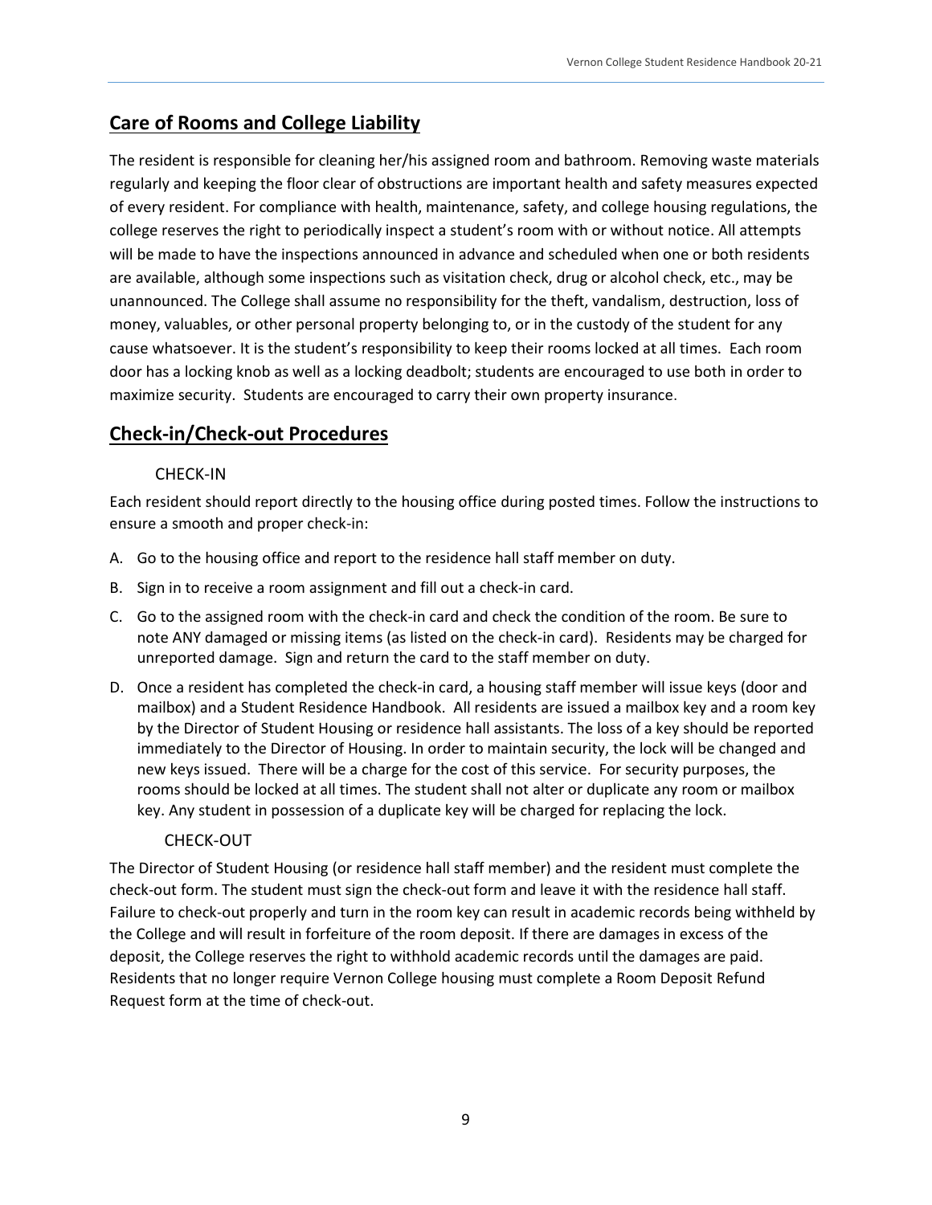## Care of Rooms and College Liability

The resident is responsible for cleaning her/his assigned room and bathroom. Removing waste materials regularly and keeping the floor clear of obstructions are important health and safety measures expected of every resident. For compliance with health, maintenance, safety, and college housing regulations, the college reserves the right to periodically inspect a student's room with or without notice. All attempts will be made to have the inspections announced in advance and scheduled when one or both residents are available, although some inspections such as visitation check, drug or alcohol check, etc., may be unannounced. The College shall assume no responsibility for the theft, vandalism, destruction, loss of money, valuables, or other personal property belonging to, or in the custody of the student for any cause whatsoever. It is the student's responsibility to keep their rooms locked at all times. Each room door has a locking knob as well as a locking deadbolt; students are encouraged to use both in order to maximize security. Students are encouraged to carry their own property insurance.

## Check-in/Check-out Procedures

### CHECK-IN

Each resident should report directly to the housing office during posted times. Follow the instructions to ensure a smooth and proper check-in:

A. Go to the housing office and report to the residence hall staff member on duty.

B. Sign in to receive a room assignment and fill out a check-in card.

C. Go to the assigned room with the check-in card and check the condition of the room. Be sure to note ANY damaged or missing items (as listed on the check-in card). Residents may be charged for unreported damage. Sign and return the card to the staff member on duty.

D. Once a resident has completed the check-in card, a housing staff member will issue keys (door and mailbox) and a Student Residence Handbook. All residents are issued a mailbox key and a room key by the Director of Student Housing or residence hall assistants. The loss of a key should be reported immediately to the Director of Housing. In order to maintain security, the lock will be changed and new keys issued. There will be a charge for the cost of this service. For security purposes, the rooms should be locked at all times. The student shall not alter or duplicate any room or mailbox key. Any student in possession of a duplicate key will be charged for replacing the lock.

### CHECK-OUT

The Director of Student Housing (or residence hall staff member) and the resident must complete the check-out form. The student must sign the check-out form and leave it with the residence hall staff. Failure to check-out properly and turn in the room key can result in academic records being withheld by the College and will result in forfeiture of the room deposit. If there are damages in excess of the deposit, the College reserves the right to withhold academic records until the damages are paid. Residents that no longer require Vernon College housing must complete a Room Deposit Refund Request form at the time of check-out.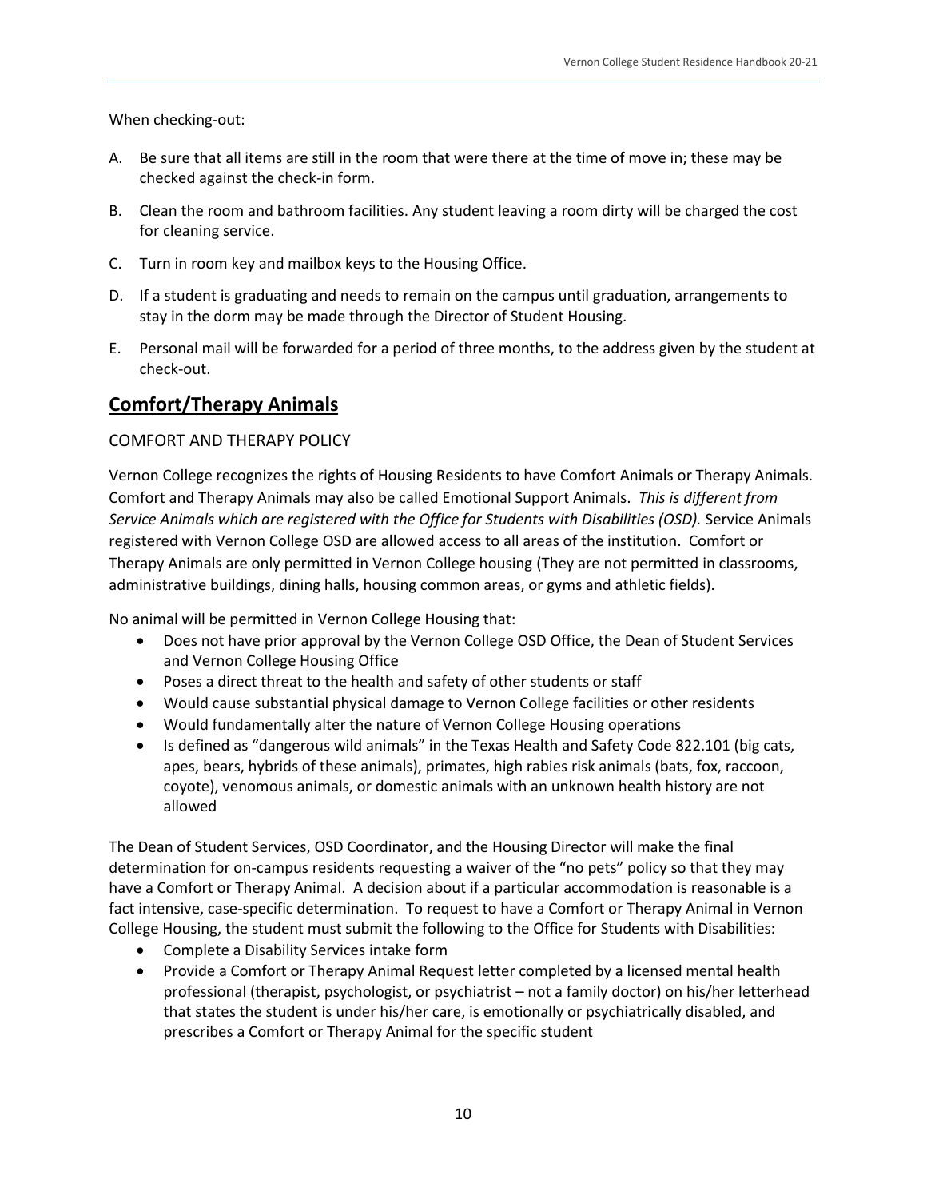When checking-out:

A. Be sure that all items are still in the room that were there at the time of move in; these may be checked against the check-in form.

B. Clean the room and bathroom facilities. Any student leaving a room dirty will be charged the cost for cleaning service.

C. Turn in room key and mailbox keys to the Housing Office.

D. If a student is graduating and needs to remain on the campus until graduation, arrangements to stay in the dorm may be made through the Director of Student Housing.

E. Personal mail will be forwarded for a period of three months, to the address given by the student at check-out.

## Comfort/Therapy Animals

### COMFORT AND THERAPY POLICY

Vernon College recognizes the rights of Housing Residents to have Comfort Animals or Therapy Animals. Comfort and Therapy Animals may also be called Emotional Support Animals. *This is different from Service Animals which are registered with the Office for Students with Disabilities (OSD).* Service Animals registered with Vernon College OSD are allowed access to all areas of the institution. Comfort or Therapy Animals are only permitted in Vernon College housing (They are not permitted in classrooms, administrative buildings, dining halls, housing common areas, or gyms and athletic fields).

No animal will be permitted in Vernon College Housing that:

- Does not have prior approval by the Vernon College OSD Office, the Dean of Student Services and Vernon College Housing Office
- Poses a direct threat to the health and safety of other students or staff
- Would cause substantial physical damage to Vernon College facilities or other residents
- Would fundamentally alter the nature of Vernon College Housing operations
- Is defined as "dangerous wild animals" in the Texas Health and Safety Code 822.101 (big cats, apes, bears, hybrids of these animals), primates, high rabies risk animals (bats, fox, raccoon, coyote), venomous animals, or domestic animals with an unknown health history are not allowed

The Dean of Student Services, OSD Coordinator, and the Housing Director will make the final determination for on-campus residents requesting a waiver of the "no pets" policy so that they may have a Comfort or Therapy Animal. A decision about if a particular accommodation is reasonable is a fact intensive, case-specific determination. To request to have a Comfort or Therapy Animal in Vernon College Housing, the student must submit the following to the Office for Students with Disabilities:

- Complete a Disability Services intake form
- Provide a Comfort or Therapy Animal Request letter completed by a licensed mental health professional (therapist, psychologist, or psychiatrist – not a family doctor) on his/her letterhead that states the student is under his/her care, is emotionally or psychiatrically disabled, and prescribes a Comfort or Therapy Animal for the specific student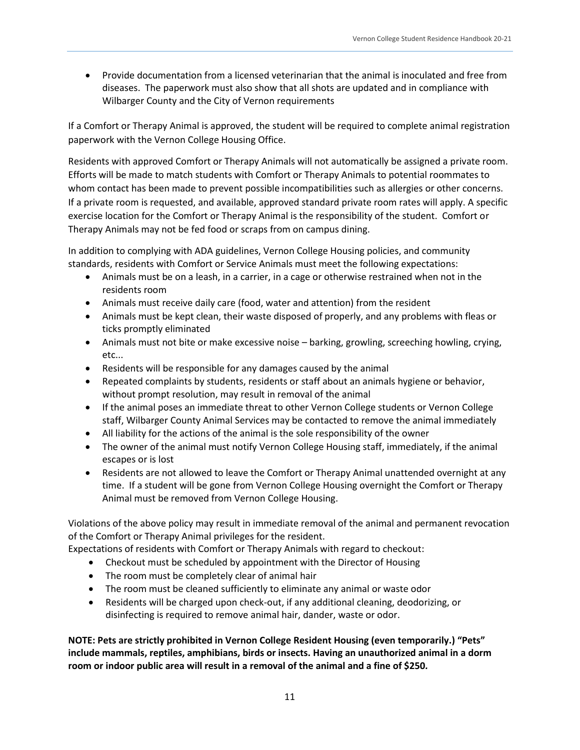- Provide documentation from a licensed veterinarian that the animal is inoculated and free from diseases. The paperwork must also show that all shots are updated and in compliance with Wilbarger County and the City of Vernon requirements

If a Comfort or Therapy Animal is approved, the student will be required to complete animal registration paperwork with the Vernon College Housing Office.

Residents with approved Comfort or Therapy Animals will not automatically be assigned a private room. Efforts will be made to match students with Comfort or Therapy Animals to potential roommates to whom contact has been made to prevent possible incompatibilities such as allergies or other concerns. If a private room is requested, and available, approved standard private room rates will apply. A specific exercise location for the Comfort or Therapy Animal is the responsibility of the student. Comfort or Therapy Animals may not be fed food or scraps from on campus dining.

In addition to complying with ADA guidelines, Vernon College Housing policies, and community standards, residents with Comfort or Service Animals must meet the following expectations:

- Animals must be on a leash, in a carrier, in a cage or otherwise restrained when not in the residents room
- Animals must receive daily care (food, water and attention) from the resident
- Animals must be kept clean, their waste disposed of properly, and any problems with fleas or ticks promptly eliminated
- Animals must not bite or make excessive noise – barking, growling, screeching howling, crying, etc...
- Residents will be responsible for any damages caused by the animal
- Repeated complaints by students, residents or staff about an animals hygiene or behavior, without prompt resolution, may result in removal of the animal
- If the animal poses an immediate threat to other Vernon College students or Vernon College staff, Wilbarger County Animal Services may be contacted to remove the animal immediately
- All liability for the actions of the animal is the sole responsibility of the owner
- The owner of the animal must notify Vernon College Housing staff, immediately, if the animal escapes or is lost
- Residents are not allowed to leave the Comfort or Therapy Animal unattended overnight at any time. If a student will be gone from Vernon College Housing overnight the Comfort or Therapy Animal must be removed from Vernon College Housing.

Violations of the above policy may result in immediate removal of the animal and permanent revocation of the Comfort or Therapy Animal privileges for the resident.

Expectations of residents with Comfort or Therapy Animals with regard to checkout:

- Checkout must be scheduled by appointment with the Director of Housing
- The room must be completely clear of animal hair
- The room must be cleaned sufficiently to eliminate any animal or waste odor
- Residents will be charged upon check-out, if any additional cleaning, deodorizing, or disinfecting is required to remove animal hair, dander, waste or odor.

**NOTE: Pets are strictly prohibited in Vernon College Resident Housing (even temporarily.) "Pets" include mammals, reptiles, amphibians, birds or insects. Having an unauthorized animal in a dorm room or indoor public area will result in a removal of the animal and a fine of $250.**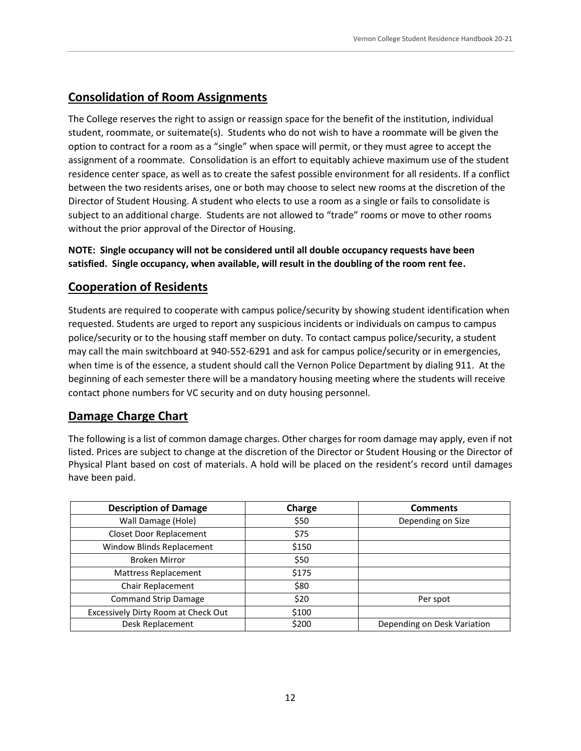## Consolidation of Room Assignments

The College reserves the right to assign or reassign space for the benefit of the institution, individual student, roommate, or suitemate(s). Students who do not wish to have a roommate will be given the option to contract for a room as a "single" when space will permit, or they must agree to accept the assignment of a roommate. Consolidation is an effort to equitably achieve maximum use of the student residence center space, as well as to create the safest possible environment for all residents. If a conflict between the two residents arises, one or both may choose to select new rooms at the discretion of the Director of Student Housing. A student who elects to use a room as a single or fails to consolidate is subject to an additional charge. Students are not allowed to "trade" rooms or move to other rooms without the prior approval of the Director of Housing.

**NOTE: Single occupancy will not be considered until all double occupancy requests have been satisfied. Single occupancy, when available, will result in the doubling of the room rent fee.**

## Cooperation of Residents

Students are required to cooperate with campus police/security by showing student identification when requested. Students are urged to report any suspicious incidents or individuals on campus to campus police/security or to the housing staff member on duty. To contact campus police/security, a student may call the main switchboard at 940-552-6291 and ask for campus police/security or in emergencies, when time is of the essence, a student should call the Vernon Police Department by dialing 911. At the beginning of each semester there will be a mandatory housing meeting where the students will receive contact phone numbers for VC security and on duty housing personnel.

## Damage Charge Chart

The following is a list of common damage charges. Other charges for room damage may apply, even if not listed. Prices are subject to change at the discretion of the Director or Student Housing or the Director of Physical Plant based on cost of materials. A hold will be placed on the resident's record until damages have been paid.

| Description of Damage | Charge | Comments |
|---|---|---|
| Wall Damage (Hole) | $50 | Depending on Size |
| Closet Door Replacement | $75 | |
| Window Blinds Replacement | $150 | |
| Broken Mirror | $50 | |
| Mattress Replacement | $175 | |
| Chair Replacement | $80 | |
| Command Strip Damage | $20 | Per spot |
| Excessively Dirty Room at Check Out | $100 | |
| Desk Replacement | $200 | Depending on Desk Variation |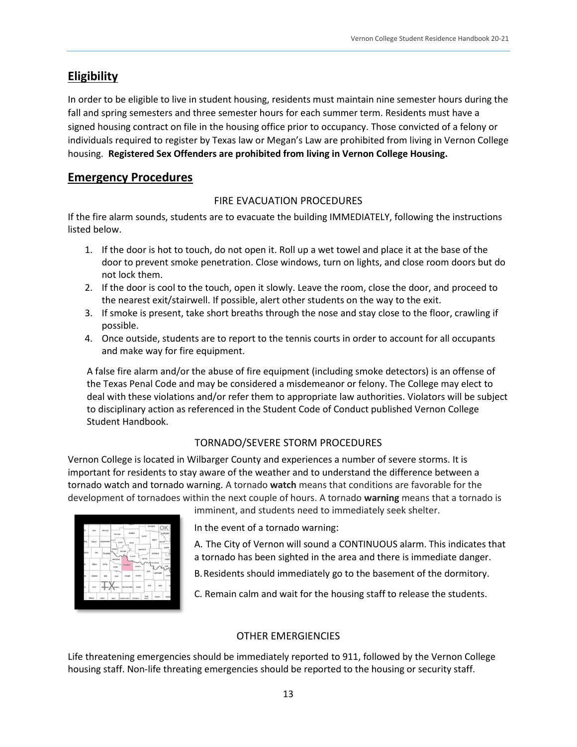## Eligibility

In order to be eligible to live in student housing, residents must maintain nine semester hours during the fall and spring semesters and three semester hours for each summer term. Residents must have a signed housing contract on file in the housing office prior to occupancy. Those convicted of a felony or individuals required to register by Texas law or Megan's Law are prohibited from living in Vernon College housing. **Registered Sex Offenders are prohibited from living in Vernon College Housing.**

## Emergency Procedures

### FIRE EVACUATION PROCEDURES

If the fire alarm sounds, students are to evacuate the building IMMEDIATELY, following the instructions listed below.

1. If the door is hot to touch, do not open it. Roll up a wet towel and place it at the base of the door to prevent smoke penetration. Close windows, turn on lights, and close room doors but do not lock them.
2. If the door is cool to the touch, open it slowly. Leave the room, close the door, and proceed to the nearest exit/stairwell. If possible, alert other students on the way to the exit.
3. If smoke is present, take short breaths through the nose and stay close to the floor, crawling if possible.
4. Once outside, students are to report to the tennis courts in order to account for all occupants and make way for fire equipment.

A false fire alarm and/or the abuse of fire equipment (including smoke detectors) is an offense of the Texas Penal Code and may be considered a misdemeanor or felony. The College may elect to deal with these violations and/or refer them to appropriate law authorities. Violators will be subject to disciplinary action as referenced in the Student Code of Conduct published Vernon College Student Handbook.

### TORNADO/SEVERE STORM PROCEDURES

Vernon College is located in Wilbarger County and experiences a number of severe storms. It is important for residents to stay aware of the weather and to understand the difference between a tornado watch and tornado warning. A tornado **watch** means that conditions are favorable for the development of tornadoes within the next couple of hours. A tornado **warning** means that a tornado is imminent, and students need to immediately seek shelter.

In the event of a tornado warning:

A. The City of Vernon will sound a CONTINUOUS alarm. This indicates that a tornado has been sighted in the area and there is immediate danger.

B. Residents should immediately go to the basement of the dormitory.

C. Remain calm and wait for the housing staff to release the students.

### OTHER EMERGIENCIES

Life threatening emergencies should be immediately reported to 911, followed by the Vernon College housing staff. Non-life threating emergencies should be reported to the housing or security staff.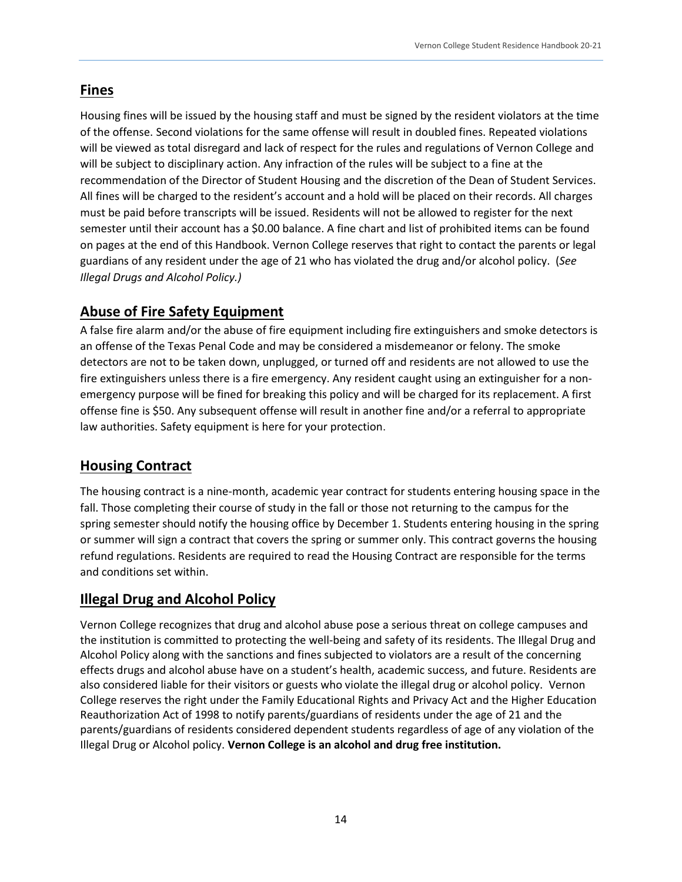## Fines

Housing fines will be issued by the housing staff and must be signed by the resident violators at the time of the offense. Second violations for the same offense will result in doubled fines. Repeated violations will be viewed as total disregard and lack of respect for the rules and regulations of Vernon College and will be subject to disciplinary action. Any infraction of the rules will be subject to a fine at the recommendation of the Director of Student Housing and the discretion of the Dean of Student Services. All fines will be charged to the resident's account and a hold will be placed on their records. All charges must be paid before transcripts will be issued. Residents will not be allowed to register for the next semester until their account has a $0.00 balance. A fine chart and list of prohibited items can be found on pages at the end of this Handbook. Vernon College reserves that right to contact the parents or legal guardians of any resident under the age of 21 who has violated the drug and/or alcohol policy. (*See Illegal Drugs and Alcohol Policy.)*

## Abuse of Fire Safety Equipment

A false fire alarm and/or the abuse of fire equipment including fire extinguishers and smoke detectors is an offense of the Texas Penal Code and may be considered a misdemeanor or felony. The smoke detectors are not to be taken down, unplugged, or turned off and residents are not allowed to use the fire extinguishers unless there is a fire emergency. Any resident caught using an extinguisher for a non-emergency purpose will be fined for breaking this policy and will be charged for its replacement. A first offense fine is $50. Any subsequent offense will result in another fine and/or a referral to appropriate law authorities. Safety equipment is here for your protection.

## Housing Contract

The housing contract is a nine-month, academic year contract for students entering housing space in the fall. Those completing their course of study in the fall or those not returning to the campus for the spring semester should notify the housing office by December 1. Students entering housing in the spring or summer will sign a contract that covers the spring or summer only. This contract governs the housing refund regulations. Residents are required to read the Housing Contract are responsible for the terms and conditions set within.

## Illegal Drug and Alcohol Policy

Vernon College recognizes that drug and alcohol abuse pose a serious threat on college campuses and the institution is committed to protecting the well-being and safety of its residents. The Illegal Drug and Alcohol Policy along with the sanctions and fines subjected to violators are a result of the concerning effects drugs and alcohol abuse have on a student's health, academic success, and future. Residents are also considered liable for their visitors or guests who violate the illegal drug or alcohol policy. Vernon College reserves the right under the Family Educational Rights and Privacy Act and the Higher Education Reauthorization Act of 1998 to notify parents/guardians of residents under the age of 21 and the parents/guardians of residents considered dependent students regardless of age of any violation of the Illegal Drug or Alcohol policy. **Vernon College is an alcohol and drug free institution.**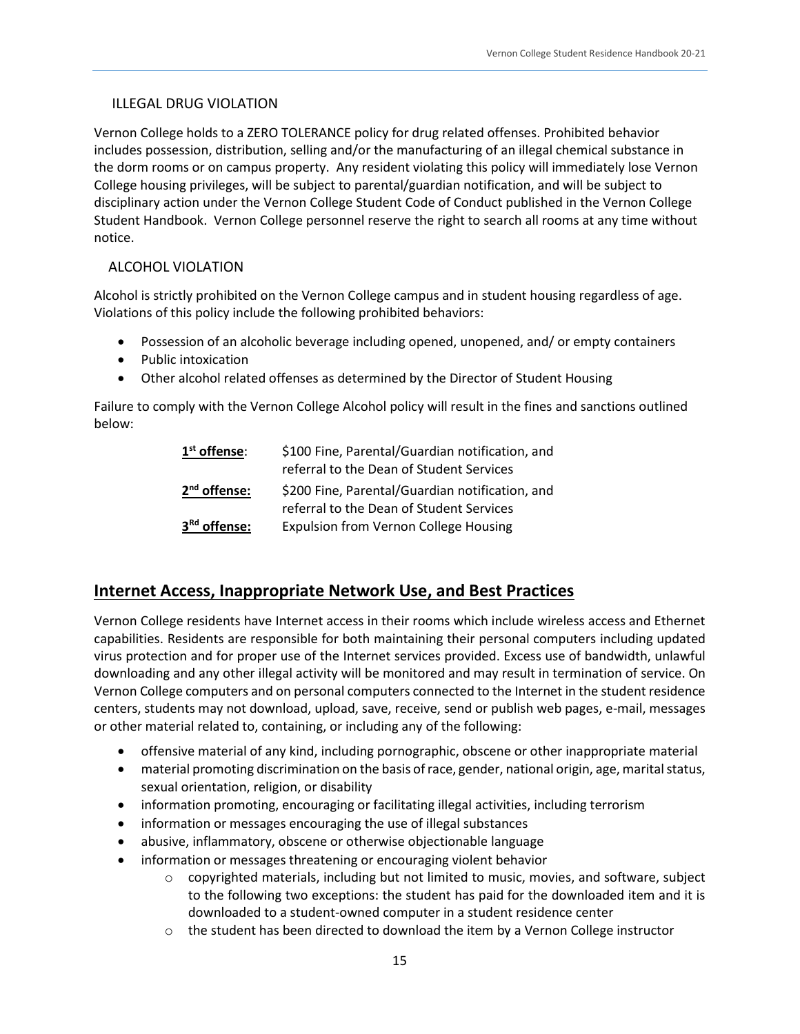### ILLEGAL DRUG VIOLATION

Vernon College holds to a ZERO TOLERANCE policy for drug related offenses. Prohibited behavior includes possession, distribution, selling and/or the manufacturing of an illegal chemical substance in the dorm rooms or on campus property. Any resident violating this policy will immediately lose Vernon College housing privileges, will be subject to parental/guardian notification, and will be subject to disciplinary action under the Vernon College Student Code of Conduct published in the Vernon College Student Handbook. Vernon College personnel reserve the right to search all rooms at any time without notice.

### ALCOHOL VIOLATION

Alcohol is strictly prohibited on the Vernon College campus and in student housing regardless of age. Violations of this policy include the following prohibited behaviors:

- Possession of an alcoholic beverage including opened, unopened, and/ or empty containers
- Public intoxication
- Other alcohol related offenses as determined by the Director of Student Housing

Failure to comply with the Vernon College Alcohol policy will result in the fines and sanctions outlined below:

| | |
|---|---|
| **1st offense**: | $100 Fine, Parental/Guardian notification, and referral to the Dean of Student Services |
| **2nd offense:** | $200 Fine, Parental/Guardian notification, and referral to the Dean of Student Services |
| **3Rd offense:** | Expulsion from Vernon College Housing |

## Internet Access, Inappropriate Network Use, and Best Practices

Vernon College residents have Internet access in their rooms which include wireless access and Ethernet capabilities. Residents are responsible for both maintaining their personal computers including updated virus protection and for proper use of the Internet services provided. Excess use of bandwidth, unlawful downloading and any other illegal activity will be monitored and may result in termination of service. On Vernon College computers and on personal computers connected to the Internet in the student residence centers, students may not download, upload, save, receive, send or publish web pages, e-mail, messages or other material related to, containing, or including any of the following:

- offensive material of any kind, including pornographic, obscene or other inappropriate material
- material promoting discrimination on the basis of race, gender, national origin, age, marital status, sexual orientation, religion, or disability
- information promoting, encouraging or facilitating illegal activities, including terrorism
- information or messages encouraging the use of illegal substances
- abusive, inflammatory, obscene or otherwise objectionable language
- information or messages threatening or encouraging violent behavior
    - copyrighted materials, including but not limited to music, movies, and software, subject to the following two exceptions: the student has paid for the downloaded item and it is downloaded to a student-owned computer in a student residence center
    - the student has been directed to download the item by a Vernon College instructor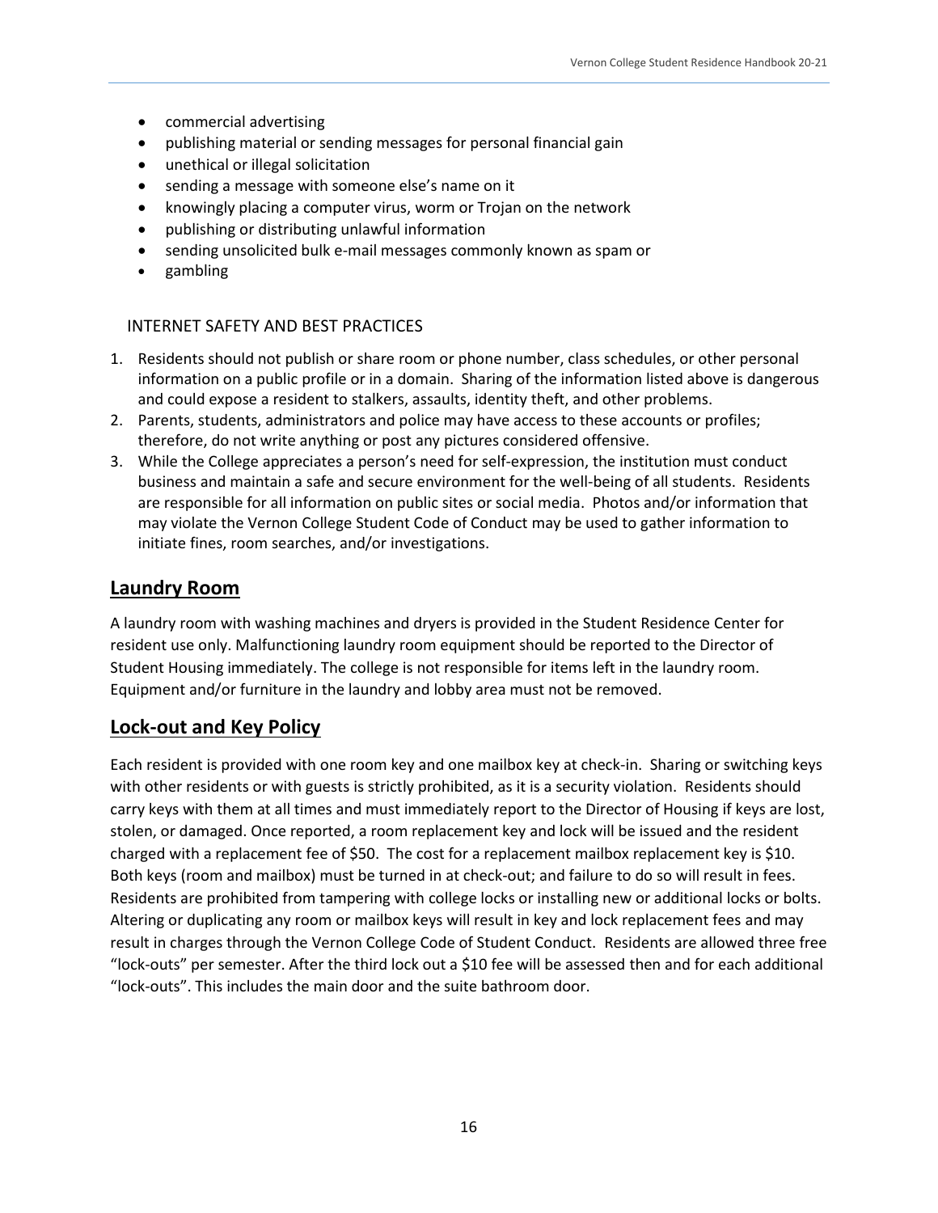- commercial advertising
- publishing material or sending messages for personal financial gain
- unethical or illegal solicitation
- sending a message with someone else's name on it
- knowingly placing a computer virus, worm or Trojan on the network
- publishing or distributing unlawful information
- sending unsolicited bulk e-mail messages commonly known as spam or
- gambling

### INTERNET SAFETY AND BEST PRACTICES

1. Residents should not publish or share room or phone number, class schedules, or other personal information on a public profile or in a domain. Sharing of the information listed above is dangerous and could expose a resident to stalkers, assaults, identity theft, and other problems.
2. Parents, students, administrators and police may have access to these accounts or profiles; therefore, do not write anything or post any pictures considered offensive.
3. While the College appreciates a person's need for self-expression, the institution must conduct business and maintain a safe and secure environment for the well-being of all students. Residents are responsible for all information on public sites or social media. Photos and/or information that may violate the Vernon College Student Code of Conduct may be used to gather information to initiate fines, room searches, and/or investigations.

## Laundry Room

A laundry room with washing machines and dryers is provided in the Student Residence Center for resident use only. Malfunctioning laundry room equipment should be reported to the Director of Student Housing immediately. The college is not responsible for items left in the laundry room. Equipment and/or furniture in the laundry and lobby area must not be removed.

## Lock-out and Key Policy

Each resident is provided with one room key and one mailbox key at check-in. Sharing or switching keys with other residents or with guests is strictly prohibited, as it is a security violation. Residents should carry keys with them at all times and must immediately report to the Director of Housing if keys are lost, stolen, or damaged. Once reported, a room replacement key and lock will be issued and the resident charged with a replacement fee of $50. The cost for a replacement mailbox replacement key is $10. Both keys (room and mailbox) must be turned in at check-out; and failure to do so will result in fees. Residents are prohibited from tampering with college locks or installing new or additional locks or bolts. Altering or duplicating any room or mailbox keys will result in key and lock replacement fees and may result in charges through the Vernon College Code of Student Conduct. Residents are allowed three free "lock-outs" per semester. After the third lock out a $10 fee will be assessed then and for each additional "lock-outs". This includes the main door and the suite bathroom door.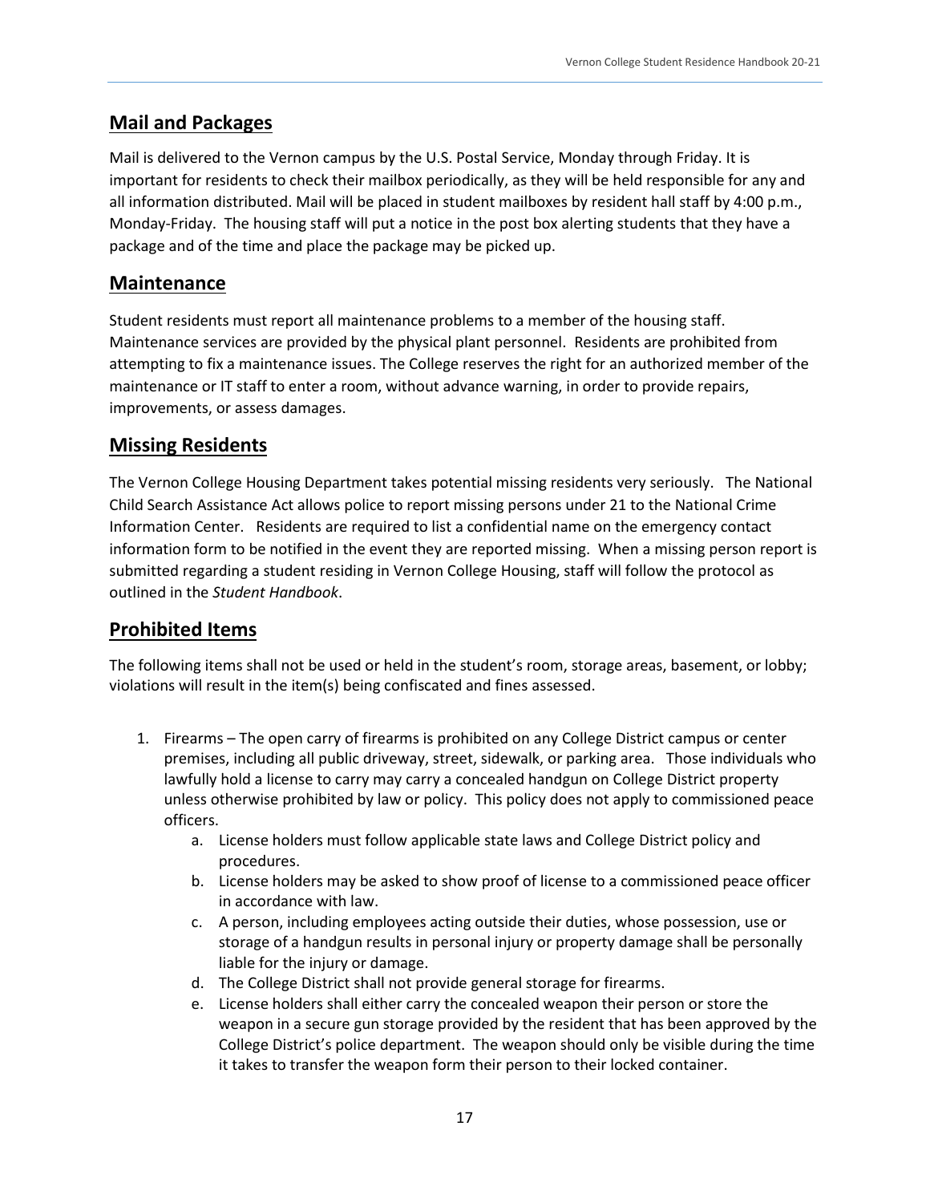## Mail and Packages

Mail is delivered to the Vernon campus by the U.S. Postal Service, Monday through Friday. It is important for residents to check their mailbox periodically, as they will be held responsible for any and all information distributed. Mail will be placed in student mailboxes by resident hall staff by 4:00 p.m., Monday-Friday. The housing staff will put a notice in the post box alerting students that they have a package and of the time and place the package may be picked up.

## Maintenance

Student residents must report all maintenance problems to a member of the housing staff. Maintenance services are provided by the physical plant personnel. Residents are prohibited from attempting to fix a maintenance issues. The College reserves the right for an authorized member of the maintenance or IT staff to enter a room, without advance warning, in order to provide repairs, improvements, or assess damages.

## Missing Residents

The Vernon College Housing Department takes potential missing residents very seriously. The National Child Search Assistance Act allows police to report missing persons under 21 to the National Crime Information Center. Residents are required to list a confidential name on the emergency contact information form to be notified in the event they are reported missing. When a missing person report is submitted regarding a student residing in Vernon College Housing, staff will follow the protocol as outlined in the *Student Handbook*.

## Prohibited Items

The following items shall not be used or held in the student's room, storage areas, basement, or lobby; violations will result in the item(s) being confiscated and fines assessed.

1. Firearms – The open carry of firearms is prohibited on any College District campus or center premises, including all public driveway, street, sidewalk, or parking area. Those individuals who lawfully hold a license to carry may carry a concealed handgun on College District property unless otherwise prohibited by law or policy. This policy does not apply to commissioned peace officers.
    a. License holders must follow applicable state laws and College District policy and procedures.
    b. License holders may be asked to show proof of license to a commissioned peace officer in accordance with law.
    c. A person, including employees acting outside their duties, whose possession, use or storage of a handgun results in personal injury or property damage shall be personally liable for the injury or damage.
    d. The College District shall not provide general storage for firearms.
    e. License holders shall either carry the concealed weapon their person or store the weapon in a secure gun storage provided by the resident that has been approved by the College District's police department. The weapon should only be visible during the time it takes to transfer the weapon form their person to their locked container.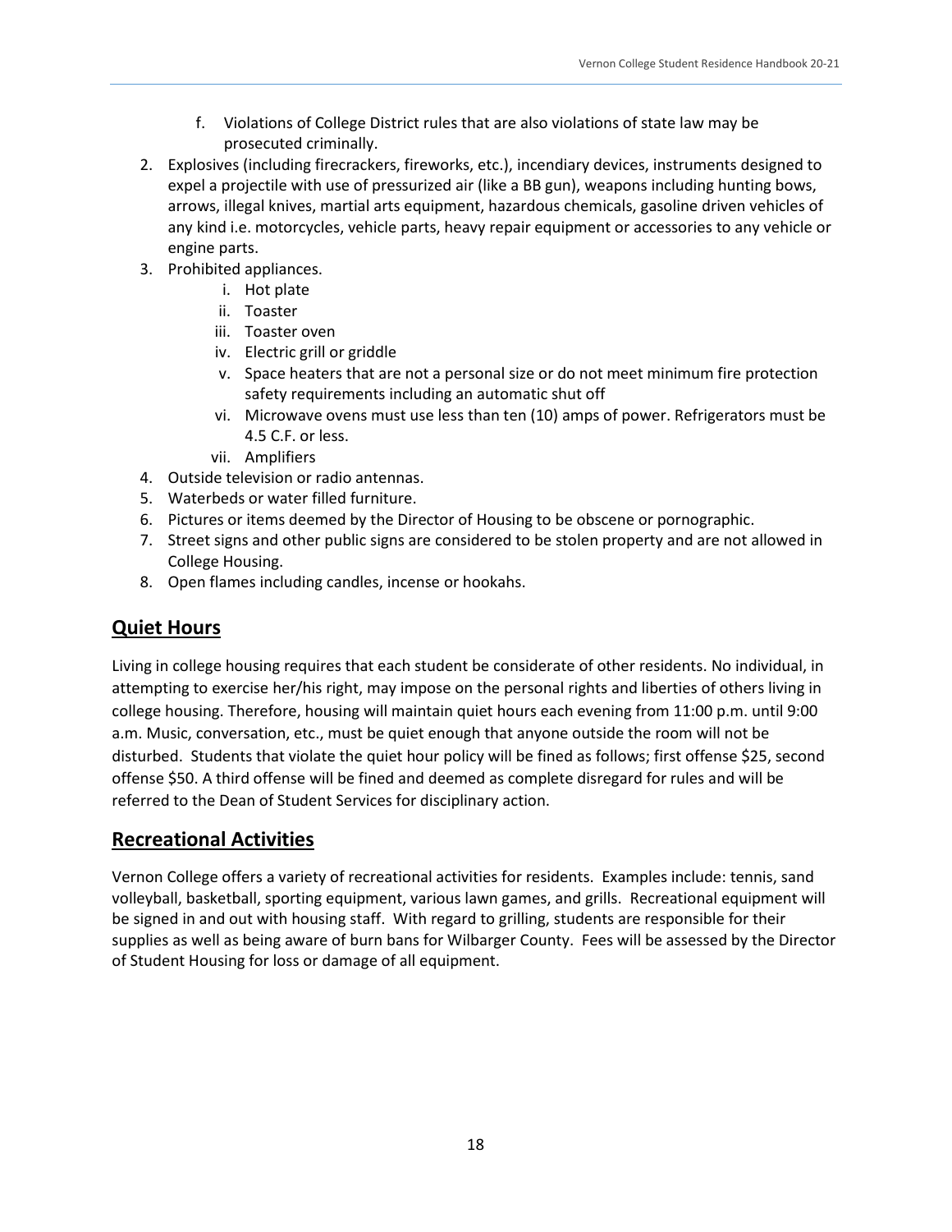f. Violations of College District rules that are also violations of state law may be prosecuted criminally.

2. Explosives (including firecrackers, fireworks, etc.), incendiary devices, instruments designed to expel a projectile with use of pressurized air (like a BB gun), weapons including hunting bows, arrows, illegal knives, martial arts equipment, hazardous chemicals, gasoline driven vehicles of any kind i.e. motorcycles, vehicle parts, heavy repair equipment or accessories to any vehicle or engine parts.
3. Prohibited appliances.
   i. Hot plate
   ii. Toaster
   iii. Toaster oven
   iv. Electric grill or griddle
   v. Space heaters that are not a personal size or do not meet minimum fire protection safety requirements including an automatic shut off
   vi. Microwave ovens must use less than ten (10) amps of power. Refrigerators must be 4.5 C.F. or less.
   vii. Amplifiers
4. Outside television or radio antennas.
5. Waterbeds or water filled furniture.
6. Pictures or items deemed by the Director of Housing to be obscene or pornographic.
7. Street signs and other public signs are considered to be stolen property and are not allowed in College Housing.
8. Open flames including candles, incense or hookahs.

## Quiet Hours

Living in college housing requires that each student be considerate of other residents. No individual, in attempting to exercise her/his right, may impose on the personal rights and liberties of others living in college housing. Therefore, housing will maintain quiet hours each evening from 11:00 p.m. until 9:00 a.m. Music, conversation, etc., must be quiet enough that anyone outside the room will not be disturbed. Students that violate the quiet hour policy will be fined as follows; first offense $25, second offense $50. A third offense will be fined and deemed as complete disregard for rules and will be referred to the Dean of Student Services for disciplinary action.

## Recreational Activities

Vernon College offers a variety of recreational activities for residents. Examples include: tennis, sand volleyball, basketball, sporting equipment, various lawn games, and grills. Recreational equipment will be signed in and out with housing staff. With regard to grilling, students are responsible for their supplies as well as being aware of burn bans for Wilbarger County. Fees will be assessed by the Director of Student Housing for loss or damage of all equipment.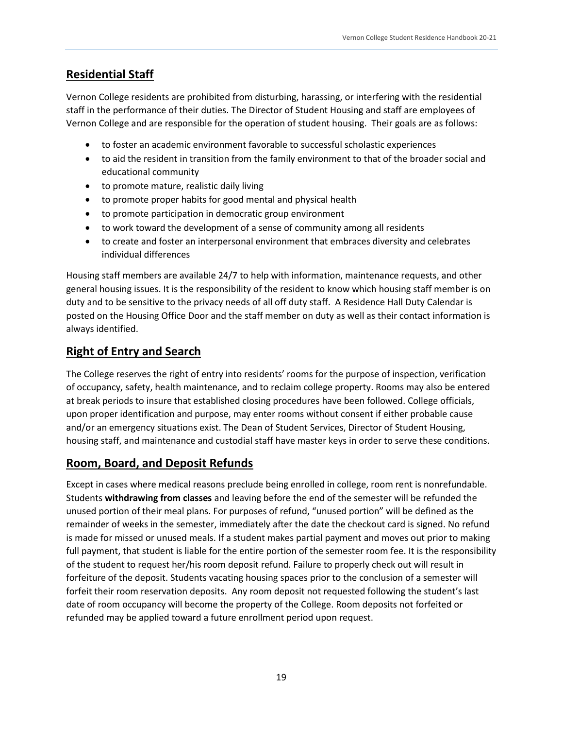## Residential Staff

Vernon College residents are prohibited from disturbing, harassing, or interfering with the residential staff in the performance of their duties. The Director of Student Housing and staff are employees of Vernon College and are responsible for the operation of student housing. Their goals are as follows:

- to foster an academic environment favorable to successful scholastic experiences
- to aid the resident in transition from the family environment to that of the broader social and educational community
- to promote mature, realistic daily living
- to promote proper habits for good mental and physical health
- to promote participation in democratic group environment
- to work toward the development of a sense of community among all residents
- to create and foster an interpersonal environment that embraces diversity and celebrates individual differences

Housing staff members are available 24/7 to help with information, maintenance requests, and other general housing issues. It is the responsibility of the resident to know which housing staff member is on duty and to be sensitive to the privacy needs of all off duty staff. A Residence Hall Duty Calendar is posted on the Housing Office Door and the staff member on duty as well as their contact information is always identified.

## Right of Entry and Search

The College reserves the right of entry into residents' rooms for the purpose of inspection, verification of occupancy, safety, health maintenance, and to reclaim college property. Rooms may also be entered at break periods to insure that established closing procedures have been followed. College officials, upon proper identification and purpose, may enter rooms without consent if either probable cause and/or an emergency situations exist. The Dean of Student Services, Director of Student Housing, housing staff, and maintenance and custodial staff have master keys in order to serve these conditions.

## Room, Board, and Deposit Refunds

Except in cases where medical reasons preclude being enrolled in college, room rent is nonrefundable. Students **withdrawing from classes** and leaving before the end of the semester will be refunded the unused portion of their meal plans. For purposes of refund, "unused portion" will be defined as the remainder of weeks in the semester, immediately after the date the checkout card is signed. No refund is made for missed or unused meals. If a student makes partial payment and moves out prior to making full payment, that student is liable for the entire portion of the semester room fee. It is the responsibility of the student to request her/his room deposit refund. Failure to properly check out will result in forfeiture of the deposit. Students vacating housing spaces prior to the conclusion of a semester will forfeit their room reservation deposits. Any room deposit not requested following the student's last date of room occupancy will become the property of the College. Room deposits not forfeited or refunded may be applied toward a future enrollment period upon request.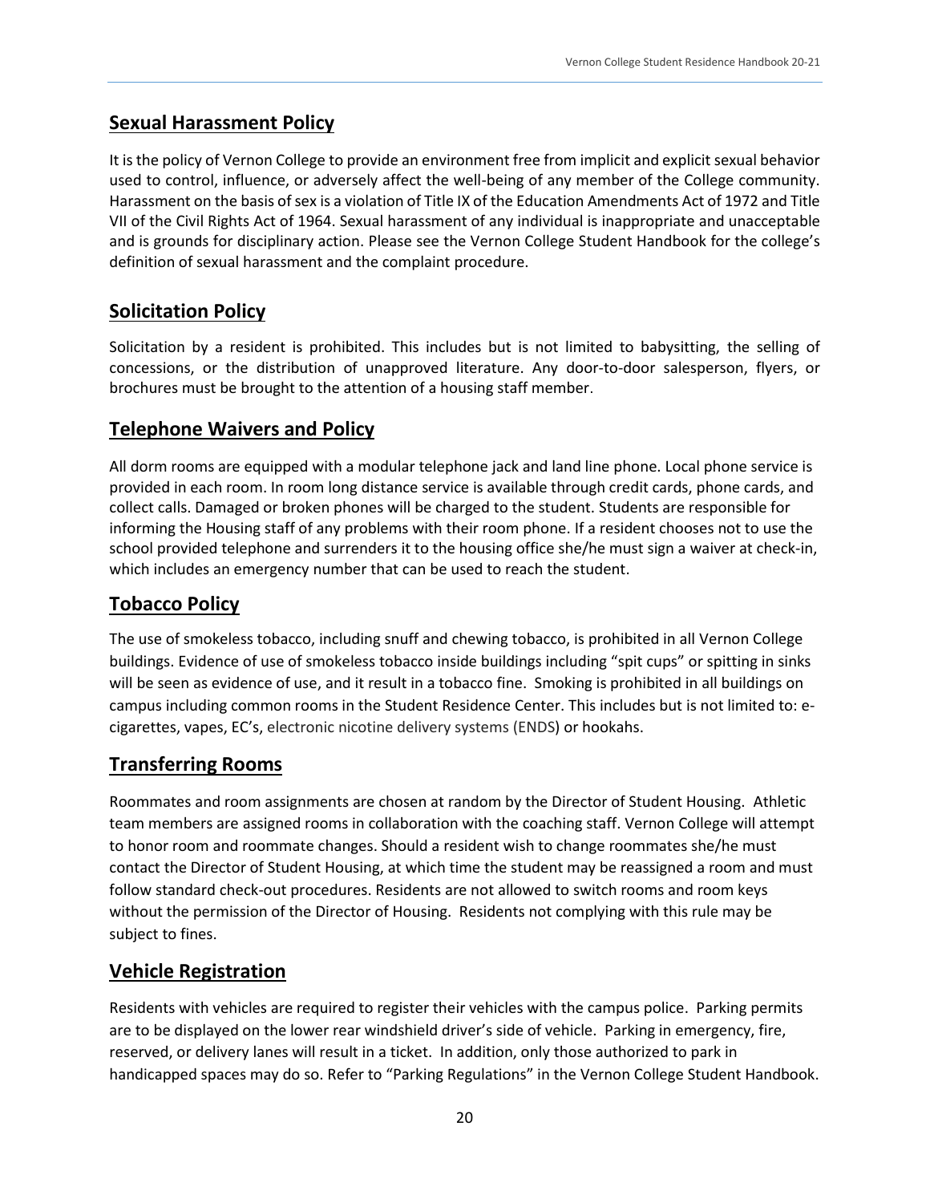## Sexual Harassment Policy

It is the policy of Vernon College to provide an environment free from implicit and explicit sexual behavior used to control, influence, or adversely affect the well-being of any member of the College community. Harassment on the basis of sex is a violation of Title IX of the Education Amendments Act of 1972 and Title VII of the Civil Rights Act of 1964. Sexual harassment of any individual is inappropriate and unacceptable and is grounds for disciplinary action. Please see the Vernon College Student Handbook for the college's definition of sexual harassment and the complaint procedure.

## Solicitation Policy

Solicitation by a resident is prohibited. This includes but is not limited to babysitting, the selling of concessions, or the distribution of unapproved literature. Any door-to-door salesperson, flyers, or brochures must be brought to the attention of a housing staff member.

## Telephone Waivers and Policy

All dorm rooms are equipped with a modular telephone jack and land line phone. Local phone service is provided in each room. In room long distance service is available through credit cards, phone cards, and collect calls. Damaged or broken phones will be charged to the student. Students are responsible for informing the Housing staff of any problems with their room phone. If a resident chooses not to use the school provided telephone and surrenders it to the housing office she/he must sign a waiver at check-in, which includes an emergency number that can be used to reach the student.

## Tobacco Policy

The use of smokeless tobacco, including snuff and chewing tobacco, is prohibited in all Vernon College buildings. Evidence of use of smokeless tobacco inside buildings including "spit cups" or spitting in sinks will be seen as evidence of use, and it result in a tobacco fine. Smoking is prohibited in all buildings on campus including common rooms in the Student Residence Center. This includes but is not limited to: e-cigarettes, vapes, EC's, electronic nicotine delivery systems (ENDS) or hookahs.

## Transferring Rooms

Roommates and room assignments are chosen at random by the Director of Student Housing. Athletic team members are assigned rooms in collaboration with the coaching staff. Vernon College will attempt to honor room and roommate changes. Should a resident wish to change roommates she/he must contact the Director of Student Housing, at which time the student may be reassigned a room and must follow standard check-out procedures. Residents are not allowed to switch rooms and room keys without the permission of the Director of Housing. Residents not complying with this rule may be subject to fines.

## Vehicle Registration

Residents with vehicles are required to register their vehicles with the campus police. Parking permits are to be displayed on the lower rear windshield driver's side of vehicle. Parking in emergency, fire, reserved, or delivery lanes will result in a ticket. In addition, only those authorized to park in handicapped spaces may do so. Refer to "Parking Regulations" in the Vernon College Student Handbook.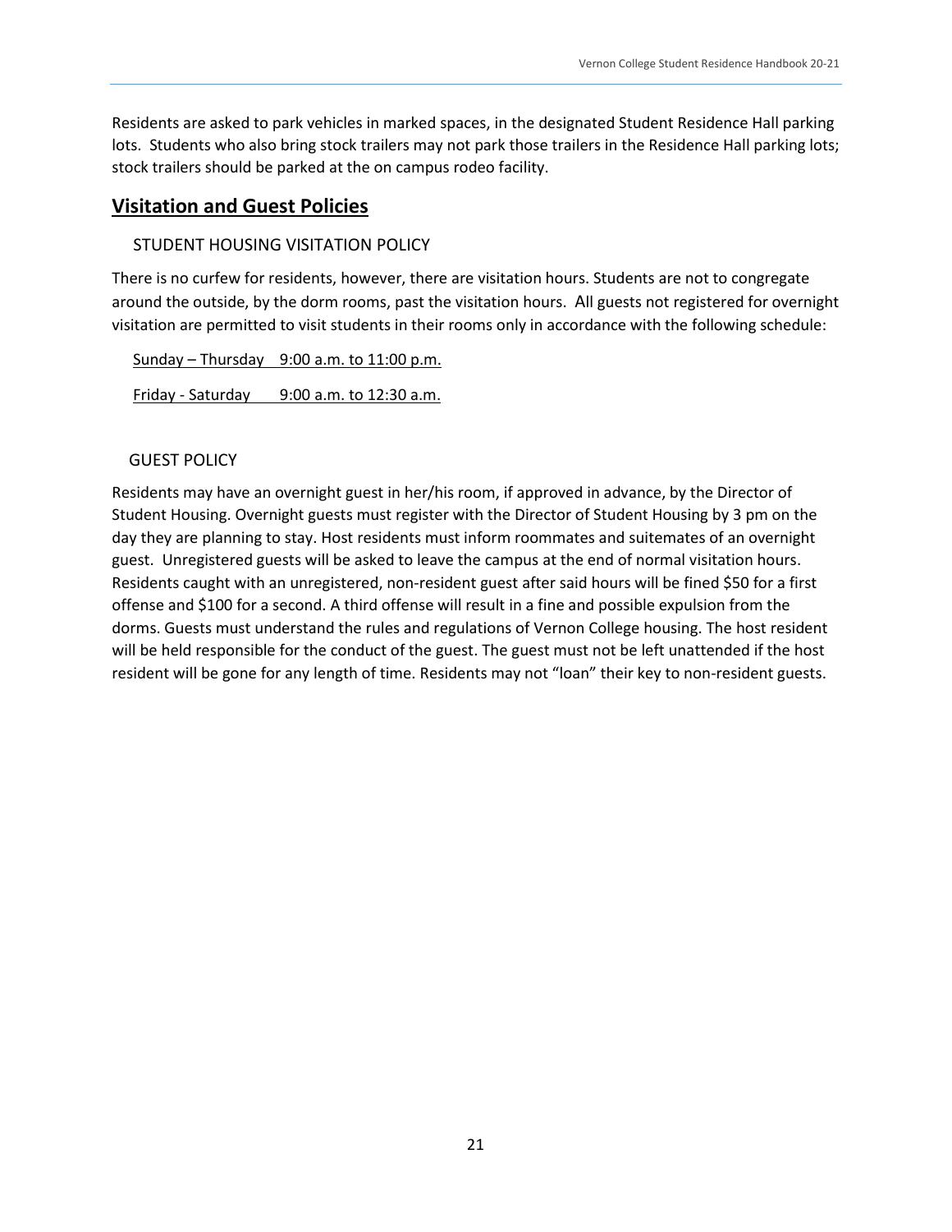Residents are asked to park vehicles in marked spaces, in the designated Student Residence Hall parking lots. Students who also bring stock trailers may not park those trailers in the Residence Hall parking lots; stock trailers should be parked at the on campus rodeo facility.

## Visitation and Guest Policies

### STUDENT HOUSING VISITATION POLICY

There is no curfew for residents, however, there are visitation hours. Students are not to congregate around the outside, by the dorm rooms, past the visitation hours. All guests not registered for overnight visitation are permitted to visit students in their rooms only in accordance with the following schedule:

| | |
|---|---|
| Sunday – Thursday | 9:00 a.m. to 11:00 p.m. |
| Friday - Saturday | 9:00 a.m. to 12:30 a.m. |

### GUEST POLICY

Residents may have an overnight guest in her/his room, if approved in advance, by the Director of Student Housing. Overnight guests must register with the Director of Student Housing by 3 pm on the day they are planning to stay. Host residents must inform roommates and suitemates of an overnight guest. Unregistered guests will be asked to leave the campus at the end of normal visitation hours. Residents caught with an unregistered, non-resident guest after said hours will be fined $50 for a first offense and $100 for a second. A third offense will result in a fine and possible expulsion from the dorms. Guests must understand the rules and regulations of Vernon College housing. The host resident will be held responsible for the conduct of the guest. The guest must not be left unattended if the host resident will be gone for any length of time. Residents may not "loan" their key to non-resident guests.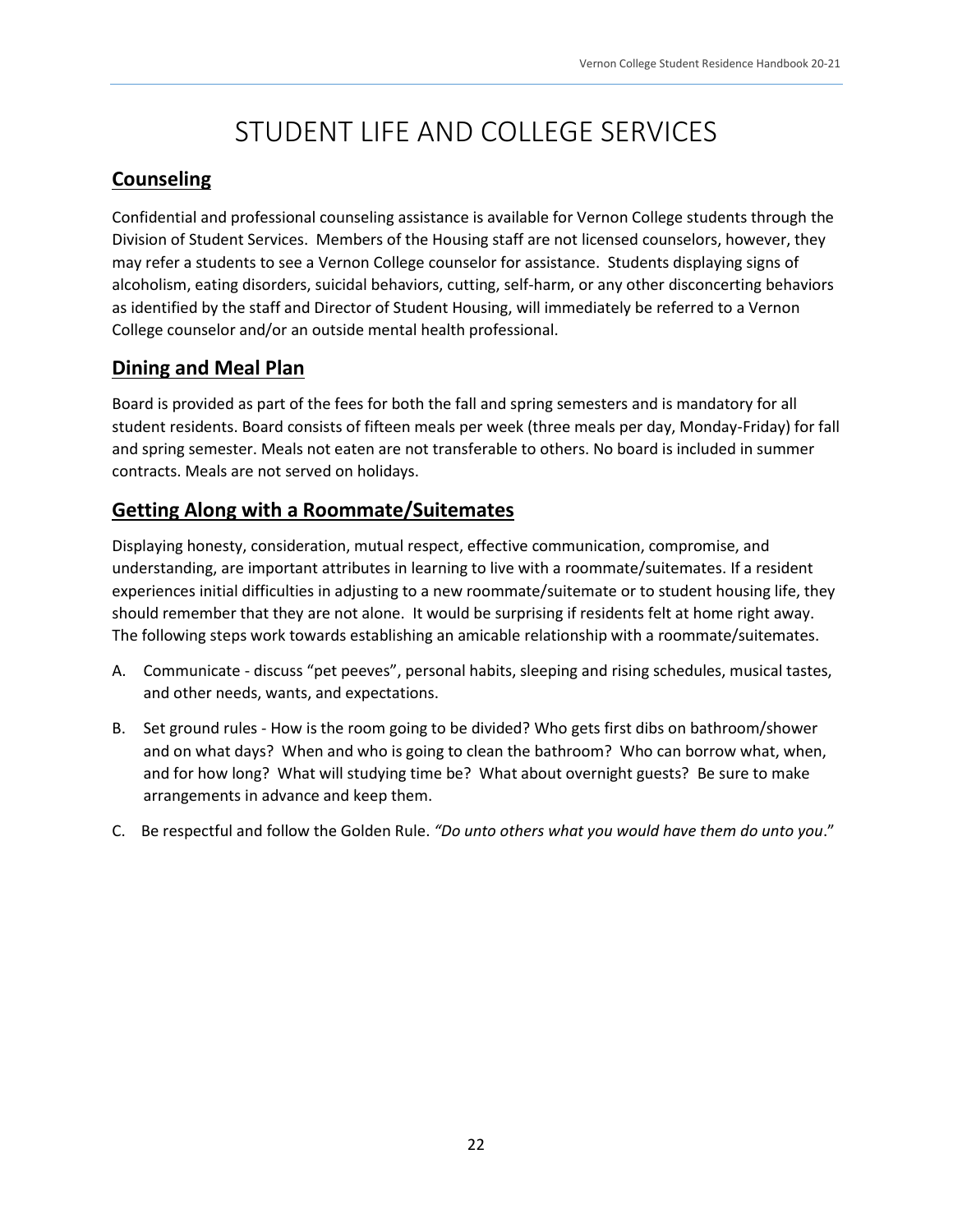# STUDENT LIFE AND COLLEGE SERVICES

## Counseling

Confidential and professional counseling assistance is available for Vernon College students through the Division of Student Services. Members of the Housing staff are not licensed counselors, however, they may refer a students to see a Vernon College counselor for assistance. Students displaying signs of alcoholism, eating disorders, suicidal behaviors, cutting, self-harm, or any other disconcerting behaviors as identified by the staff and Director of Student Housing, will immediately be referred to a Vernon College counselor and/or an outside mental health professional.

## Dining and Meal Plan

Board is provided as part of the fees for both the fall and spring semesters and is mandatory for all student residents. Board consists of fifteen meals per week (three meals per day, Monday-Friday) for fall and spring semester. Meals not eaten are not transferable to others. No board is included in summer contracts. Meals are not served on holidays.

## Getting Along with a Roommate/Suitemates

Displaying honesty, consideration, mutual respect, effective communication, compromise, and understanding, are important attributes in learning to live with a roommate/suitemates. If a resident experiences initial difficulties in adjusting to a new roommate/suitemate or to student housing life, they should remember that they are not alone. It would be surprising if residents felt at home right away. The following steps work towards establishing an amicable relationship with a roommate/suitemates.

A. Communicate - discuss "pet peeves", personal habits, sleeping and rising schedules, musical tastes, and other needs, wants, and expectations.

B. Set ground rules - How is the room going to be divided? Who gets first dibs on bathroom/shower and on what days? When and who is going to clean the bathroom? Who can borrow what, when, and for how long? What will studying time be? What about overnight guests? Be sure to make arrangements in advance and keep them.

C. Be respectful and follow the Golden Rule. *"Do unto others what you would have them do unto you*."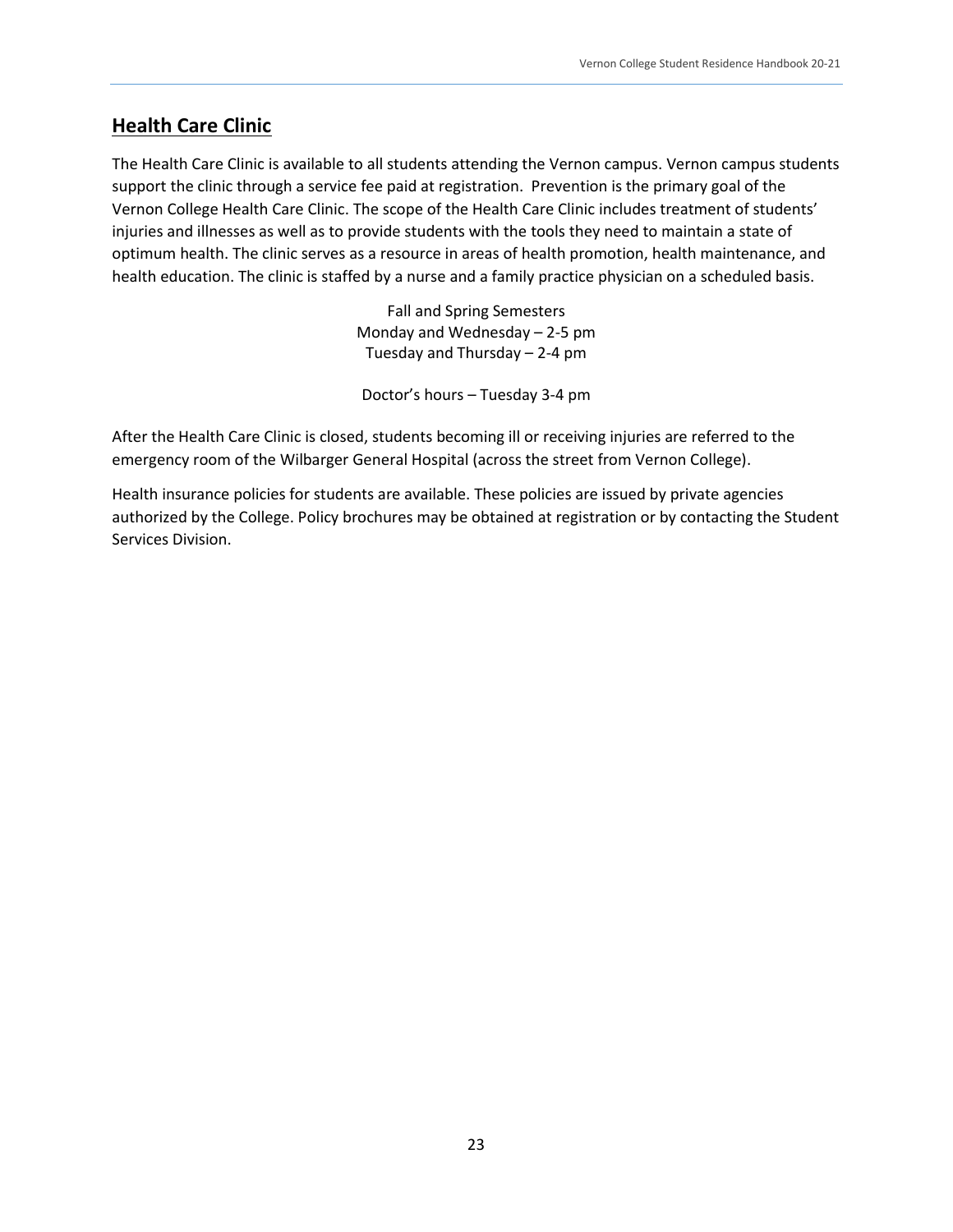## Health Care Clinic

The Health Care Clinic is available to all students attending the Vernon campus. Vernon campus students support the clinic through a service fee paid at registration. Prevention is the primary goal of the Vernon College Health Care Clinic. The scope of the Health Care Clinic includes treatment of students' injuries and illnesses as well as to provide students with the tools they need to maintain a state of optimum health. The clinic serves as a resource in areas of health promotion, health maintenance, and health education. The clinic is staffed by a nurse and a family practice physician on a scheduled basis.

Fall and Spring Semesters
Monday and Wednesday – 2-5 pm
Tuesday and Thursday – 2-4 pm

Doctor's hours – Tuesday 3-4 pm

After the Health Care Clinic is closed, students becoming ill or receiving injuries are referred to the emergency room of the Wilbarger General Hospital (across the street from Vernon College).

Health insurance policies for students are available. These policies are issued by private agencies authorized by the College. Policy brochures may be obtained at registration or by contacting the Student Services Division.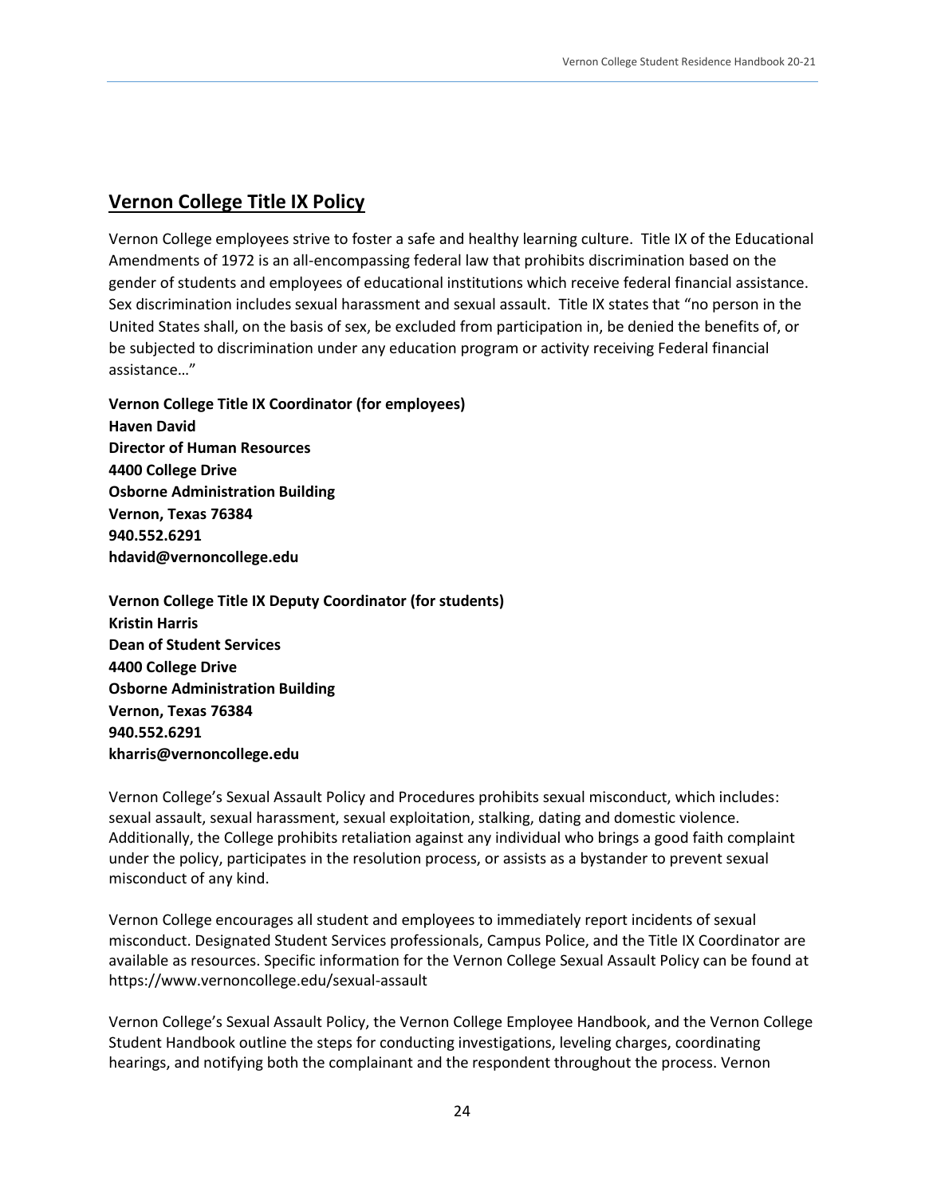## Vernon College Title IX Policy

Vernon College employees strive to foster a safe and healthy learning culture. Title IX of the Educational Amendments of 1972 is an all-encompassing federal law that prohibits discrimination based on the gender of students and employees of educational institutions which receive federal financial assistance. Sex discrimination includes sexual harassment and sexual assault. Title IX states that "no person in the United States shall, on the basis of sex, be excluded from participation in, be denied the benefits of, or be subjected to discrimination under any education program or activity receiving Federal financial assistance…"

**Vernon College Title IX Coordinator (for employees)**
**Haven David**
**Director of Human Resources**
**4400 College Drive**
**Osborne Administration Building**
**Vernon, Texas 76384**
**940.552.6291**
**hdavid@vernoncollege.edu**

**Vernon College Title IX Deputy Coordinator (for students)**
**Kristin Harris**
**Dean of Student Services**
**4400 College Drive**
**Osborne Administration Building**
**Vernon, Texas 76384**
**940.552.6291**
**kharris@vernoncollege.edu**

Vernon College's Sexual Assault Policy and Procedures prohibits sexual misconduct, which includes: sexual assault, sexual harassment, sexual exploitation, stalking, dating and domestic violence. Additionally, the College prohibits retaliation against any individual who brings a good faith complaint under the policy, participates in the resolution process, or assists as a bystander to prevent sexual misconduct of any kind.

Vernon College encourages all student and employees to immediately report incidents of sexual misconduct. Designated Student Services professionals, Campus Police, and the Title IX Coordinator are available as resources. Specific information for the Vernon College Sexual Assault Policy can be found at https://www.vernoncollege.edu/sexual-assault

Vernon College's Sexual Assault Policy, the Vernon College Employee Handbook, and the Vernon College Student Handbook outline the steps for conducting investigations, leveling charges, coordinating hearings, and notifying both the complainant and the respondent throughout the process. Vernon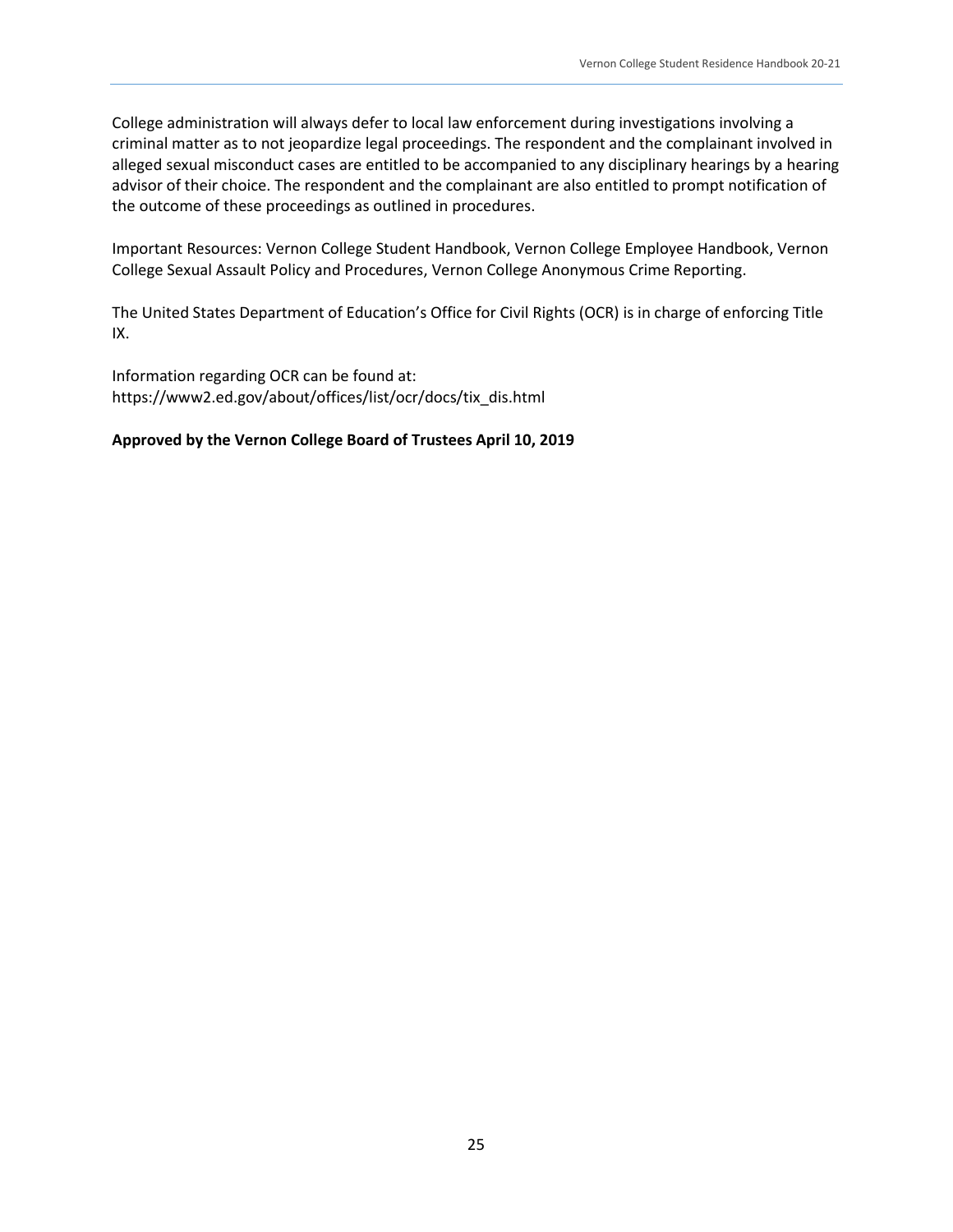College administration will always defer to local law enforcement during investigations involving a criminal matter as to not jeopardize legal proceedings. The respondent and the complainant involved in alleged sexual misconduct cases are entitled to be accompanied to any disciplinary hearings by a hearing advisor of their choice. The respondent and the complainant are also entitled to prompt notification of the outcome of these proceedings as outlined in procedures.

Important Resources: Vernon College Student Handbook, Vernon College Employee Handbook, Vernon College Sexual Assault Policy and Procedures, Vernon College Anonymous Crime Reporting.

The United States Department of Education's Office for Civil Rights (OCR) is in charge of enforcing Title IX.

Information regarding OCR can be found at:
https://www2.ed.gov/about/offices/list/ocr/docs/tix_dis.html

**Approved by the Vernon College Board of Trustees April 10, 2019**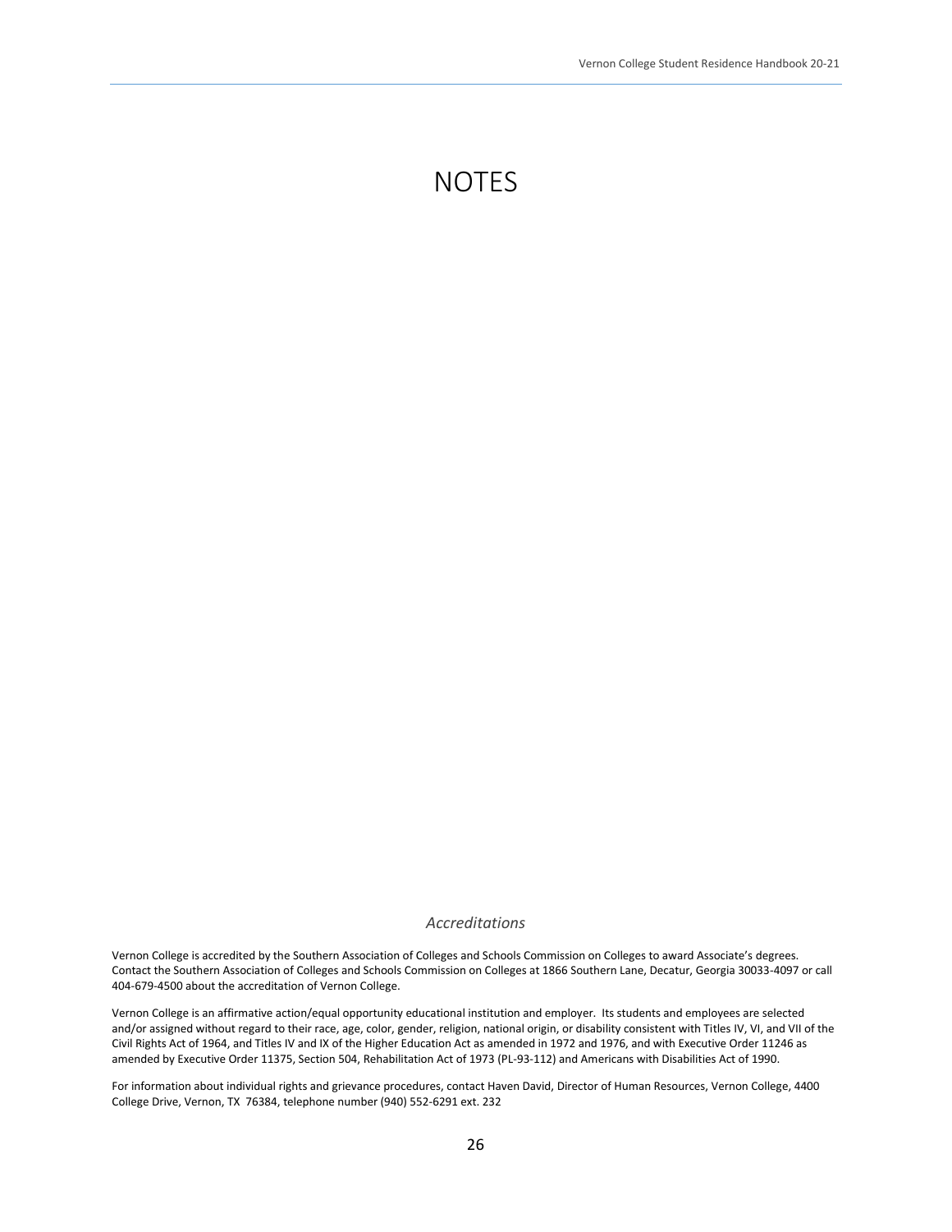# NOTES

*Accreditations*

Vernon College is accredited by the Southern Association of Colleges and Schools Commission on Colleges to award Associate's degrees. Contact the Southern Association of Colleges and Schools Commission on Colleges at 1866 Southern Lane, Decatur, Georgia 30033-4097 or call 404-679-4500 about the accreditation of Vernon College.

Vernon College is an affirmative action/equal opportunity educational institution and employer. Its students and employees are selected and/or assigned without regard to their race, age, color, gender, religion, national origin, or disability consistent with Titles IV, VI, and VII of the Civil Rights Act of 1964, and Titles IV and IX of the Higher Education Act as amended in 1972 and 1976, and with Executive Order 11246 as amended by Executive Order 11375, Section 504, Rehabilitation Act of 1973 (PL-93-112) and Americans with Disabilities Act of 1990.

For information about individual rights and grievance procedures, contact Haven David, Director of Human Resources, Vernon College, 4400 College Drive, Vernon, TX 76384, telephone number (940) 552-6291 ext. 232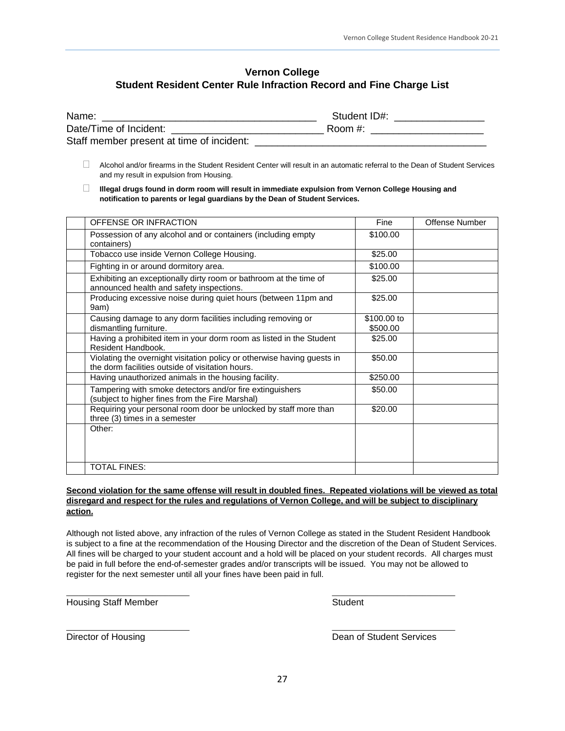## Vernon College
## Student Resident Center Rule Infraction Record and Fine Charge List

Name: ______________________________________ Student ID#: _______________

Date/Time of Incident: __________________________ Room #: ___________________

Staff member present at time of incident: _______________________________________

- ☐ Alcohol and/or firearms in the Student Resident Center will result in an automatic referral to the Dean of Student Services and my result in expulsion from Housing.
- ☐ **Illegal drugs found in dorm room will result in immediate expulsion from Vernon College Housing and notification to parents or legal guardians by the Dean of Student Services.**

| | OFFENSE OR INFRACTION | Fine | Offense Number |
|---|---|---|---|
| | Possession of any alcohol and or containers (including empty containers) | \$100.00 | |
| | Tobacco use inside Vernon College Housing. | \$25.00 | |
| | Fighting in or around dormitory area. | \$100.00 | |
| | Exhibiting an exceptionally dirty room or bathroom at the time of announced health and safety inspections. | \$25.00 | |
| | Producing excessive noise during quiet hours (between 11pm and 9am) | \$25.00 | |
| | Causing damage to any dorm facilities including removing or dismantling furniture. | \$100.00 to \$500.00 | |
| | Having a prohibited item in your dorm room as listed in the Student Resident Handbook. | \$25.00 | |
| | Violating the overnight visitation policy or otherwise having guests in the dorm facilities outside of visitation hours. | \$50.00 | |
| | Having unauthorized animals in the housing facility. | \$250.00 | |
| | Tampering with smoke detectors and/or fire extinguishers (subject to higher fines from the Fire Marshal) | \$50.00 | |
| | Requiring your personal room door be unlocked by staff more than three (3) times in a semester | \$20.00 | |
| | Other: | | |
| | TOTAL FINES: | | |

**Second violation for the same offense will result in doubled fines. Repeated violations will be viewed as total disregard and respect for the rules and regulations of Vernon College, and will be subject to disciplinary action.**

Although not listed above, any infraction of the rules of Vernon College as stated in the Student Resident Handbook is subject to a fine at the recommendation of the Housing Director and the discretion of the Dean of Student Services. All fines will be charged to your student account and a hold will be placed on your student records. All charges must be paid in full before the end-of-semester grades and/or transcripts will be issued. You may not be allowed to register for the next semester until all your fines have been paid in full.

________________________ ________________________

Housing Staff Member Student

________________________ ________________________

Director of Housing Dean of Student Services